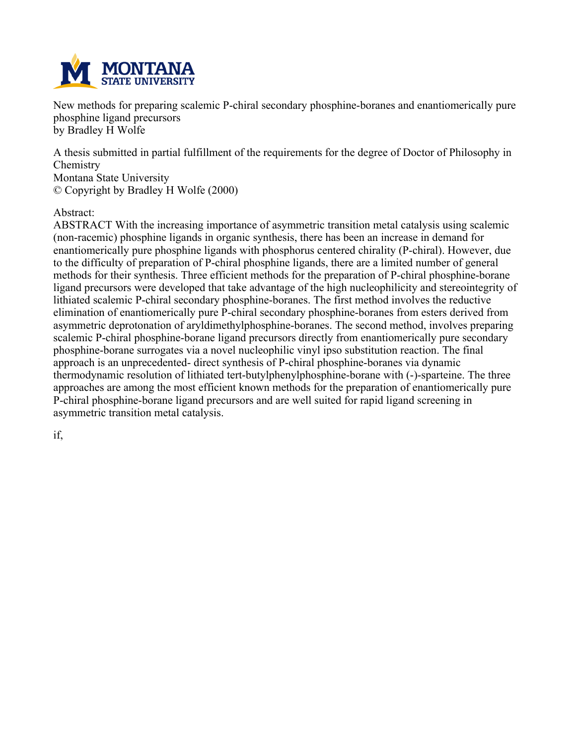New methods for preparing scalemic P-chiral secondary phosphine-boranes and enantiomerically pure phosphine ligand precursors
by Bradley H Wolfe

A thesis submitted in partial fulfillment of the requirements for the degree of Doctor of Philosophy in Chemistry
Montana State University
© Copyright by Bradley H Wolfe (2000)

Abstract:
ABSTRACT With the increasing importance of asymmetric transition metal catalysis using scalemic (non-racemic) phosphine ligands in organic synthesis, there has been an increase in demand for enantiomerically pure phosphine ligands with phosphorus centered chirality (P-chiral). However, due to the difficulty of preparation of P-chiral phosphine ligands, there are a limited number of general methods for their synthesis. Three efficient methods for the preparation of P-chiral phosphine-borane ligand precursors were developed that take advantage of the high nucleophilicity and stereointegrity of lithiated scalemic P-chiral secondary phosphine-boranes. The first method involves the reductive elimination of enantiomerically pure P-chiral secondary phosphine-boranes from esters derived from asymmetric deprotonation of aryldimethylphosphine-boranes. The second method, involves preparing scalemic P-chiral phosphine-borane ligand precursors directly from enantiomerically pure secondary phosphine-borane surrogates via a novel nucleophilic vinyl ipso substitution reaction. The final approach is an unprecedented- direct synthesis of P-chiral phosphine-boranes via dynamic thermodynamic resolution of lithiated tert-butylphenylphosphine-borane with (-)-sparteine. The three approaches are among the most efficient known methods for the preparation of enantiomerically pure P-chiral phosphine-borane ligand precursors and are well suited for rapid ligand screening in asymmetric transition metal catalysis.

if,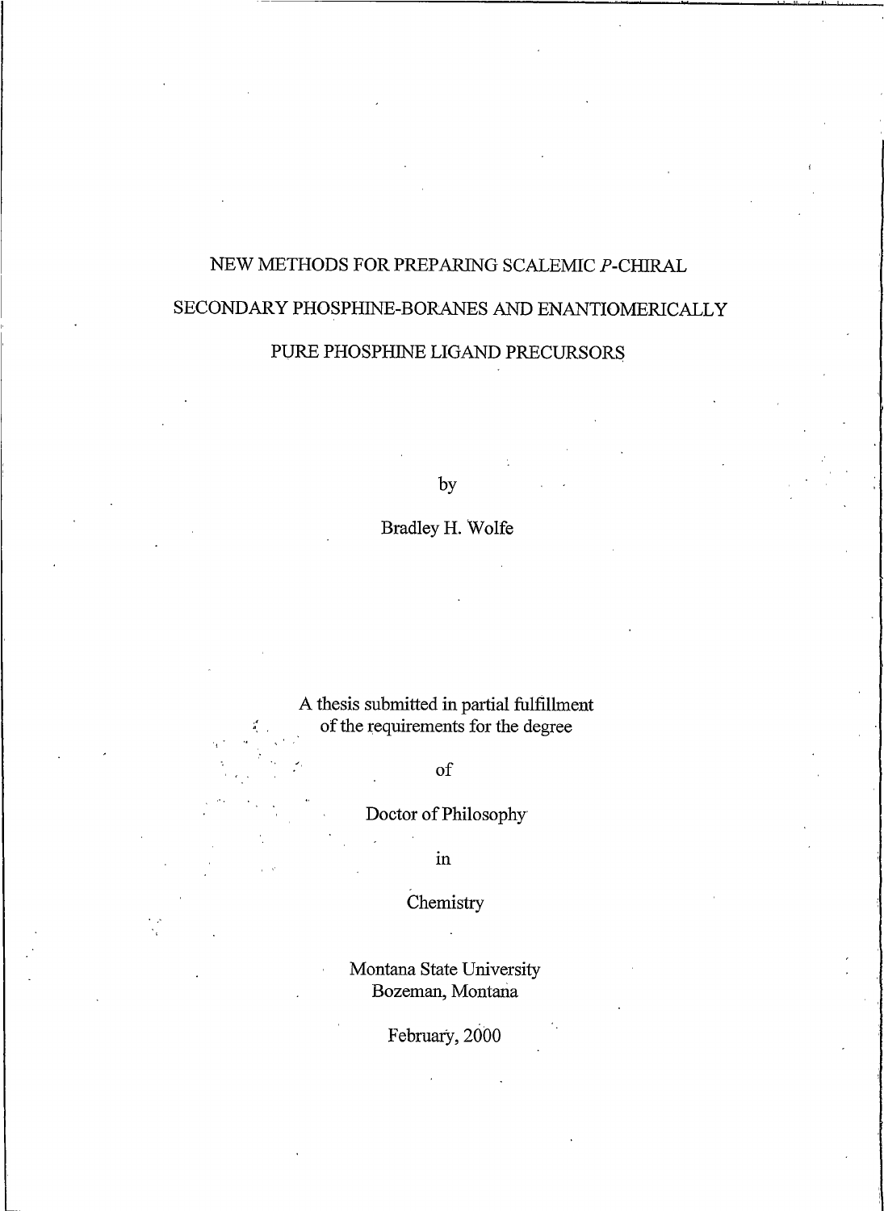# NEW METHODS FOR PREPARING SCALEMIC *P*-CHIRAL SECONDARY PHOSPHINE-BORANES AND ENANTIOMERICALLY PURE PHOSPHINE LIGAND PRECURSORS

by

Bradley H. Wolfe

A thesis submitted in partial fulfillment
of the requirements for the degree

of

Doctor of Philosophy

in

Chemistry

Montana State University
Bozeman, Montana

February, 2000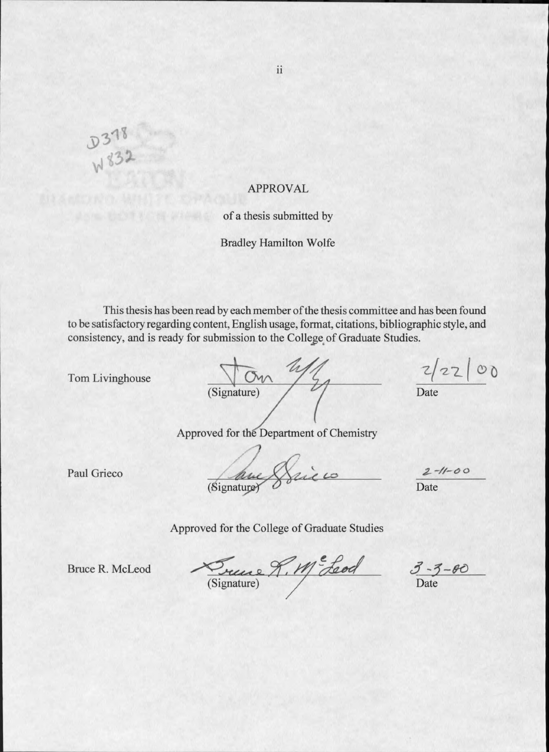D378
W832

# APPROVAL

of a thesis submitted by

Bradley Hamilton Wolfe

This thesis has been read by each member of the thesis committee and has been found to be satisfactory regarding content, English usage, format, citations, bibliographic style, and consistency, and is ready for submission to the College of Graduate Studies.

Tom Livinghouse _____________________ (Signature) 2/22/00 Date

Approved for the Department of Chemistry

Paul Grieco _____________________ (Signature) 2-11-00 Date

Approved for the College of Graduate Studies

Bruce R. McLeod _____________________ (Signature) 3-3-00 Date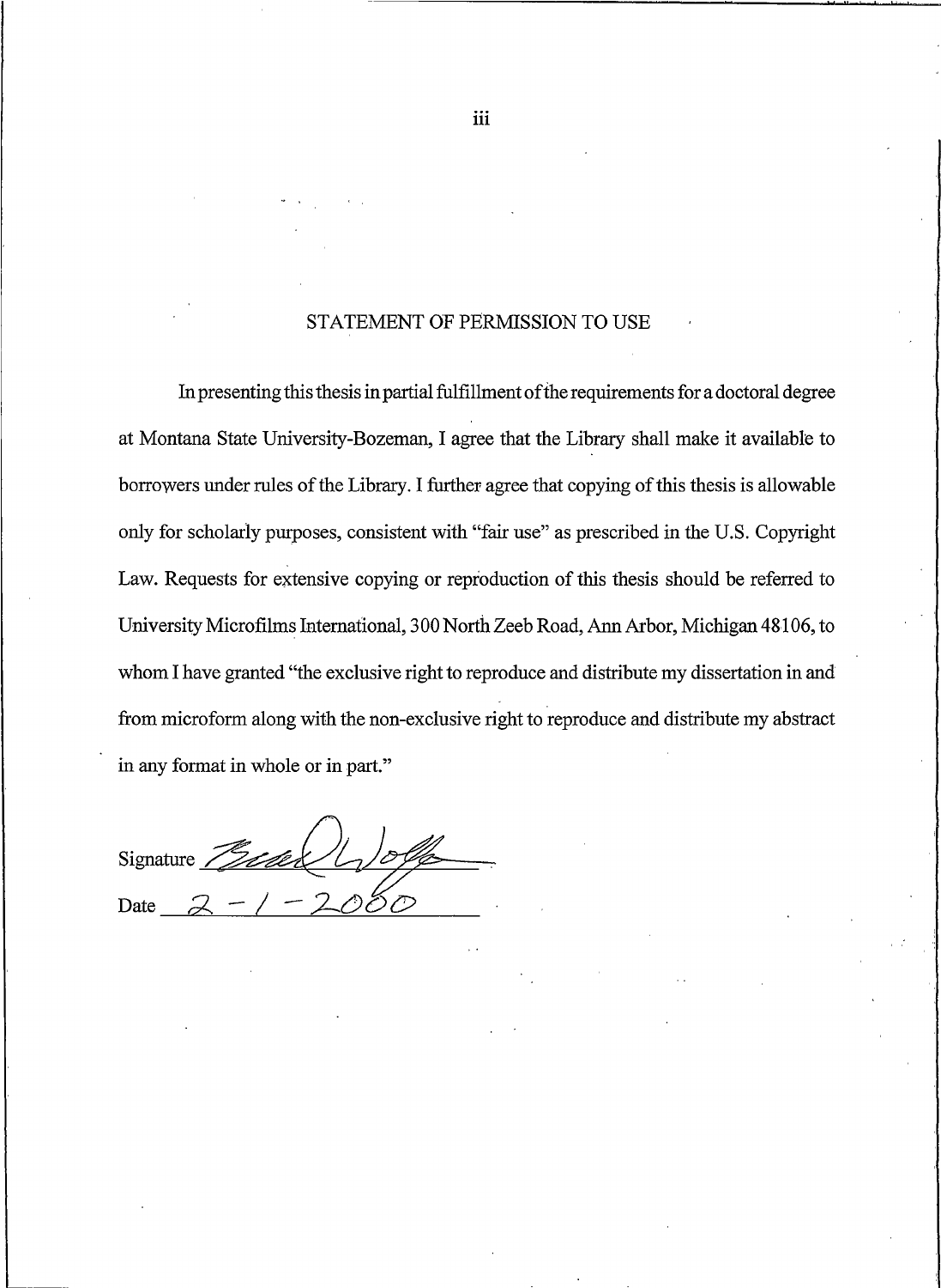## STATEMENT OF PERMISSION TO USE

In presenting this thesis in partial fulfillment of the requirements for a doctoral degree at Montana State University-Bozeman, I agree that the Library shall make it available to borrowers under rules of the Library. I further agree that copying of this thesis is allowable only for scholarly purposes, consistent with "fair use" as prescribed in the U.S. Copyright Law. Requests for extensive copying or reproduction of this thesis should be referred to University Microfilms International, 300 North Zeeb Road, Ann Arbor, Michigan 48106, to whom I have granted "the exclusive right to reproduce and distribute my dissertation in and from microform along with the non-exclusive right to reproduce and distribute my abstract in any format in whole or in part."

Signature ______________________

Date 2-1-2000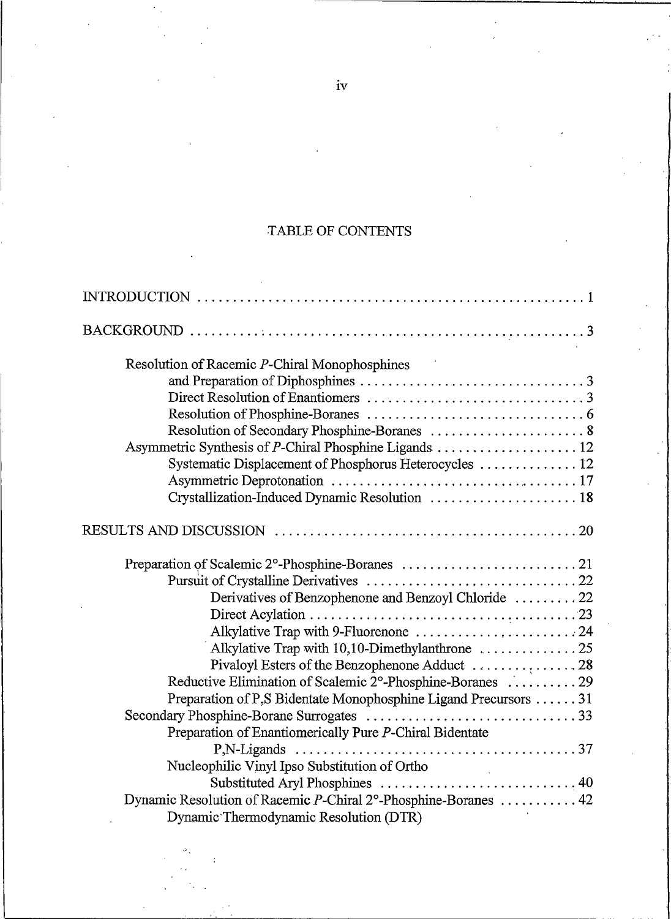# TABLE OF CONTENTS

INTRODUCTION ........................................................ 1

BACKGROUND ........................................................ 3

- Resolution of Racemic *P*-Chiral Monophosphines and Preparation of Diphosphines ........................................ 3
  - Direct Resolution of Enantiomers ........................................ 3
  - Resolution of Phosphine-Boranes ........................................ 6
  - Resolution of Secondary Phosphine-Boranes ........................................ 8
- Asymmetric Synthesis of *P*-Chiral Phosphine Ligands ........................................ 12
  - Systematic Displacement of Phosphorus Heterocycles ........................................ 12
  - Asymmetric Deprotonation ........................................ 17
  - Crystallization-Induced Dynamic Resolution ........................................ 18

RESULTS AND DISCUSSION ........................................................ 20

- Preparation of Scalemic 2°-Phosphine-Boranes ........................................ 21
  - Pursuit of Crystalline Derivatives ........................................ 22
    - Derivatives of Benzophenone and Benzoyl Chloride ........................................ 22
    - Direct Acylation ........................................ 23
    - Alkylative Trap with 9-Fluorenone ........................................ 24
    - Alkylative Trap with 10,10-Dimethylanthrone ........................................ 25
    - Pivaloyl Esters of the Benzophenone Adduct ........................................ 28
  - Reductive Elimination of Scalemic 2°-Phosphine-Boranes ........................................ 29
  - Preparation of P,S Bidentate Monophosphine Ligand Precursors ........................................ 31
- Secondary Phosphine-Borane Surrogates ........................................ 33
  - Preparation of Enantiomerically Pure *P*-Chiral Bidentate P,N-Ligands ........................................ 37
  - Nucleophilic Vinyl Ipso Substitution of Ortho Substituted Aryl Phosphines ........................................ 40
- Dynamic Resolution of Racemic *P*-Chiral 2°-Phosphine-Boranes ........................................ 42
  - Dynamic Thermodynamic Resolution (DTR)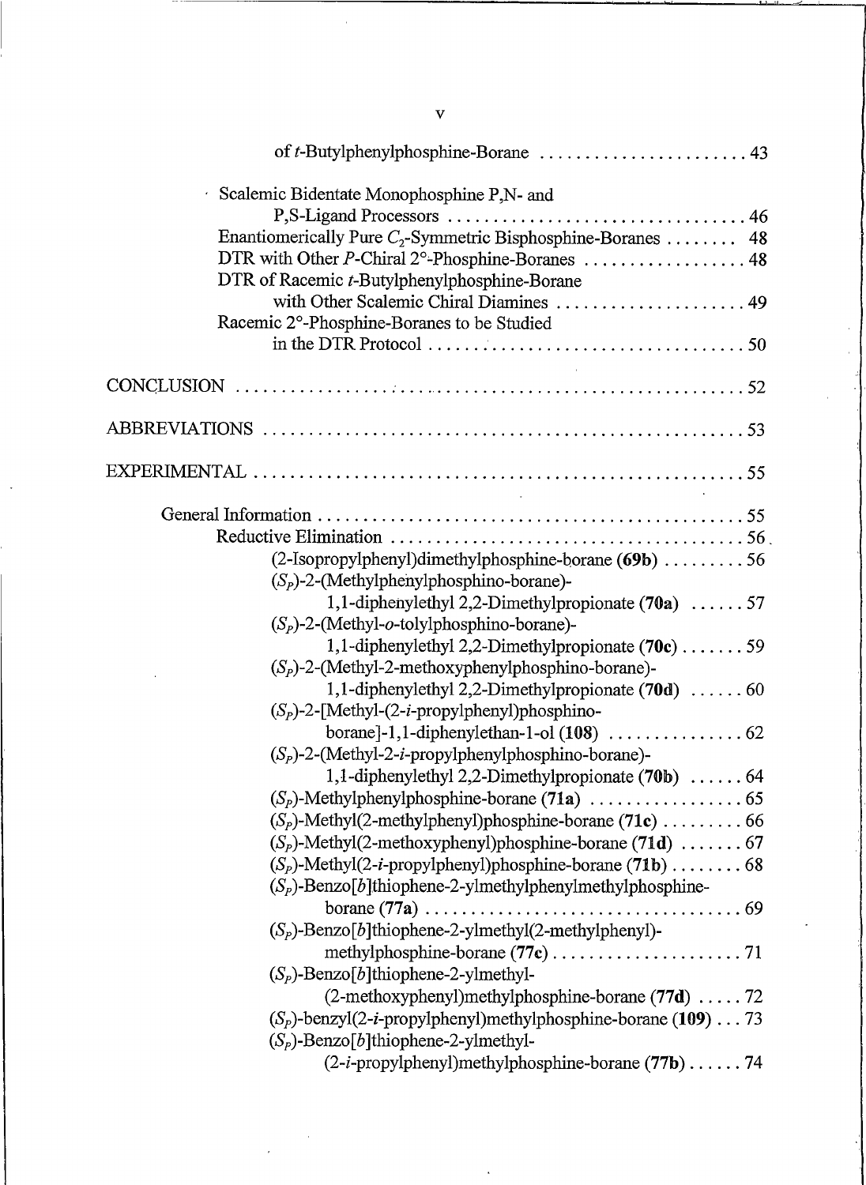of *t*-Butylphenylphosphine-Borane ........................ 43

Scalemic Bidentate Monophosphine P,N- and P,S-Ligand Processors ................................ 46

Enantiomerically Pure $C_2$-Symmetric Bisphosphine-Boranes ........ 48

DTR with Other *P*-Chiral 2°-Phosphine-Boranes .................. 48

DTR of Racemic *t*-Butylphenylphosphine-Borane with Other Scalemic Chiral Diamines ..................... 49

Racemic 2°-Phosphine-Boranes to be Studied in the DTR Protocol .................................. 50

CONCLUSION ........................................................ 52

ABBREVIATIONS ..................................................... 53

EXPERIMENTAL ...................................................... 55

General Information ................................................ 55

Reductive Elimination ........................................ 56

(2-Isopropylphenyl)dimethylphosphine-borane (**69b**) ......... 56

($S_P$)-2-(Methylphenylphosphino-borane)-1,1-diphenylethyl 2,2-Dimethylpropionate (**70a**) ...... 57

($S_P$)-2-(Methyl-*o*-tolylphosphino-borane)-1,1-diphenylethyl 2,2-Dimethylpropionate (**70c**) ....... 59

($S_P$)-2-(Methyl-2-methoxyphenylphosphino-borane)-1,1-diphenylethyl 2,2-Dimethylpropionate (**70d**) ...... 60

($S_P$)-2-[Methyl-(2-*i*-propylphenyl)phosphino-borane]-1,1-diphenylethan-1-ol (**108**) ............... 62

($S_P$)-2-(Methyl-2-*i*-propylphenylphosphino-borane)-1,1-diphenylethyl 2,2-Dimethylpropionate (**70b**) ...... 64

($S_P$)-Methylphenylphosphine-borane (**71a**) ................. 65

($S_P$)-Methyl(2-methylphenyl)phosphine-borane (**71c**) ......... 66

($S_P$)-Methyl(2-methoxyphenyl)phosphine-borane (**71d**) ....... 67

($S_P$)-Methyl(2-*i*-propylphenyl)phosphine-borane (**71b**) ........ 68

($S_P$)-Benzo[*b*]thiophene-2-ylmethylphenylmethylphosphine-borane (**77a**) .................................. 69

($S_P$)-Benzo[*b*]thiophene-2-ylmethyl(2-methylphenyl)-methylphosphine-borane (**77c**) ..................... 71

($S_P$)-Benzo[*b*]thiophene-2-ylmethyl-(2-methoxyphenyl)methylphosphine-borane (**77d**) ..... 72

($S_P$)-benzyl(2-*i*-propylphenyl)methylphosphine-borane (**109**) ... 73

($S_P$)-Benzo[*b*]thiophene-2-ylmethyl-(2-*i*-propylphenyl)methylphosphine-borane (**77b**) ...... 74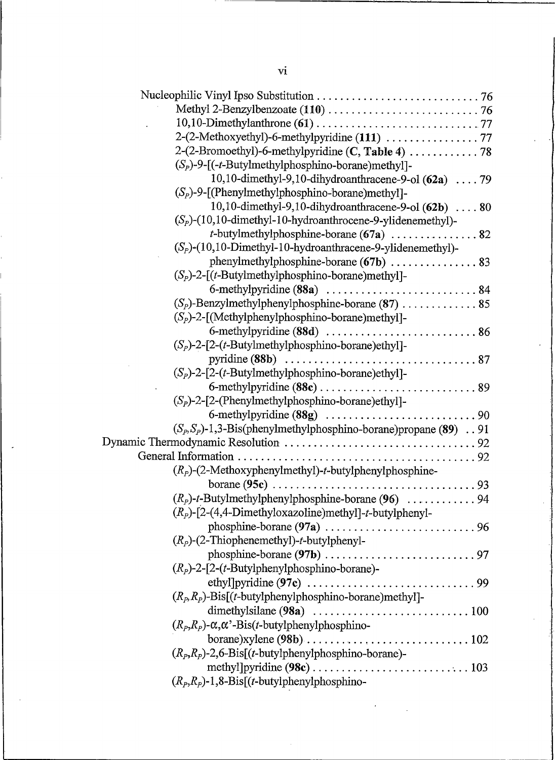Nucleophilic Vinyl Ipso Substitution . . . . . . . . . . . . . . . . . . . . . . . . . . . . 76

- Methyl 2-Benzylbenzoate (**110**) . . . . . . . . . . . . . . . . . . . . . . . . . . 76
- 10,10-Dimethylanthrone (**61**) . . . . . . . . . . . . . . . . . . . . . . . . . . . 77
- 2-(2-Methoxyethyl)-6-methylpyridine (**111**) . . . . . . . . . . . . . . . . 77
- 2-(2-Bromoethyl)-6-methylpyridine (**C, Table 4**) . . . . . . . . . . . . 78
- ($S_P$)-9-[(-*t*-Butylmethylphosphino-borane)methyl]-10,10-dimethyl-9,10-dihydroanthracene-9-ol (**62a**) . . . . 79
- ($S_P$)-9-[(Phenylmethylphosphino-borane)methyl]-10,10-dimethyl-9,10-dihydroanthracene-9-ol (**62b**) . . . . 80
- ($S_P$)-(10,10-dimethyl-10-hydroanthrocene-9-ylidenemethyl)-*t*-butylmethylphosphine-borane (**67a**) . . . . . . . . . . . . . . . 82
- ($S_P$)-(10,10-Dimethyl-10-hydroanthracene-9-ylidenemethyl)-phenylmethylphosphine-borane (**67b**) . . . . . . . . . . . . . . . 83
- ($S_P$)-2-[(*t*-Butylmethylphosphino-borane)methyl]-6-methylpyridine (**88a**) . . . . . . . . . . . . . . . . . . . . . . . . . . 84
- ($S_P$)-Benzylmethylphenylphosphine-borane (**87**) . . . . . . . . . . . . . 85
- ($S_P$)-2-[(Methylphenylphosphino-borane)methyl]-6-methylpyridine (**88d**) . . . . . . . . . . . . . . . . . . . . . . . . . . 86
- ($S_P$)-2-[2-(*t*-Butylmethylphosphino-borane)ethyl]-pyridine (**88b**) . . . . . . . . . . . . . . . . . . . . . . . . . . . . . . . . . 87
- ($S_P$)-2-[2-(*t*-Butylmethylphosphino-borane)ethyl]-6-methylpyridine (**88c**) . . . . . . . . . . . . . . . . . . . . . . . . . . . 89
- ($S_P$)-2-[2-(Phenylmethylphosphino-borane)ethyl]-6-methylpyridine (**88g**) . . . . . . . . . . . . . . . . . . . . . . . . . . 90
- ($S_P$,$S_P$)-1,3-Bis(phenylmethylphosphino-borane)propane (**89**) . . 91

Dynamic Thermodynamic Resolution . . . . . . . . . . . . . . . . . . . . . . . . . . . . . . . . 92

- General Information . . . . . . . . . . . . . . . . . . . . . . . . . . . . . . . . . . . . . . . 92
- ($R_P$)-(2-Methoxyphenylmethyl)-*t*-butylphenylphosphine-borane (**95c**) . . . . . . . . . . . . . . . . . . . . . . . . . . . . . . . . . . . . 93
- ($R_P$)-*t*-Butylmethylphenylphosphine-borane (**96**) . . . . . . . . . . . 94
- ($R_P$)-[2-(4,4-Dimethyloxazoline)methyl]-*t*-butylphenyl-phosphine-borane (**97a**) . . . . . . . . . . . . . . . . . . . . . . . . . . 96
- ($R_P$)-(2-Thiophenemethyl)-*t*-butylphenyl-phosphine-borane (**97b**) . . . . . . . . . . . . . . . . . . . . . . . . . . 97
- ($R_P$)-2-[2-(*t*-Butylphenylphosphino-borane)-ethyl]pyridine (**97c**) . . . . . . . . . . . . . . . . . . . . . . . . . . . . . 99
- ($R_P$,$R_P$)-Bis[(*t*-butylphenylphosphino-borane)methyl]-dimethylsilane (**98a**) . . . . . . . . . . . . . . . . . . . . . . . . . . . 100
- ($R_P$,$R_P$)-$\alpha$,$\alpha$'-Bis(*t*-butylphenylphosphino-borane)xylene (**98b**) . . . . . . . . . . . . . . . . . . . . . . . . . . . . 102
- ($R_P$,$R_P$)-2,6-Bis[(*t*-butylphenylphosphino-borane)-methyl]pyridine (**98c**) . . . . . . . . . . . . . . . . . . . . . . . . . . . 103
- ($R_P$,$R_P$)-1,8-Bis[(*t*-butylphenylphosphino-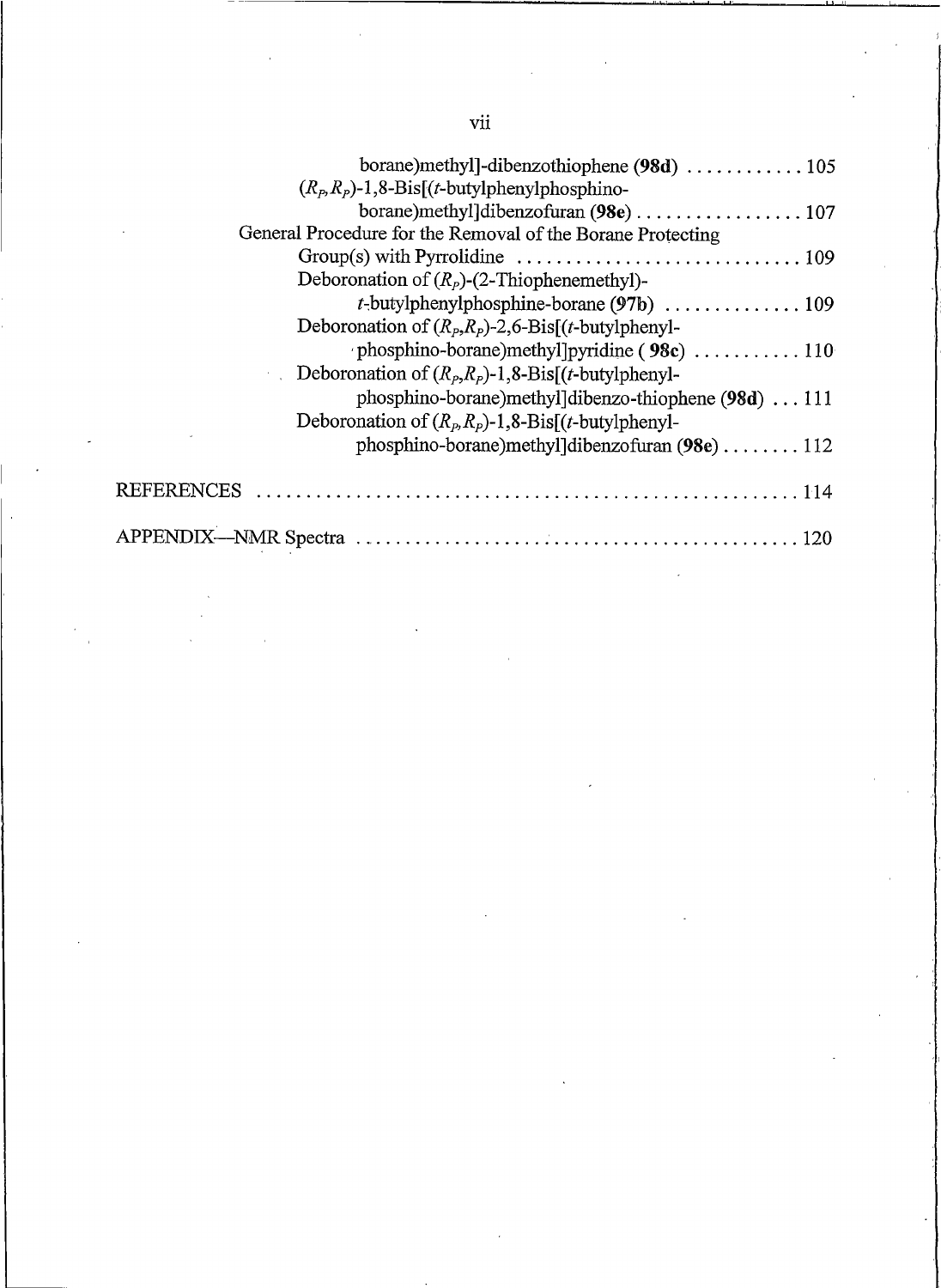borane)methyl]-dibenzothiophene (**98d**) . . . . . . . . . . . . 105

($R_P$,$R_P$)-1,8-Bis[(*t*-butylphenylphosphino-borane)methyl]dibenzofuran (**98e**) . . . . . . . . . . . . . . . . . 107

General Procedure for the Removal of the Borane Protecting Group(s) with Pyrrolidine . . . . . . . . . . . . . . . . . . . . . . . . . . . . . 109

Deboronation of ($R_P$)-(2-Thiophenemethyl)-*t*-butylphenylphosphine-borane (**97b**) . . . . . . . . . . . . . . 109

Deboronation of ($R_P$,$R_P$)-2,6-Bis[(*t*-butylphenyl-phosphino-borane)methyl]pyridine ( **98c**) . . . . . . . . . . . 110

Deboronation of ($R_P$,$R_P$)-1,8-Bis[(*t*-butylphenyl-phosphino-borane)methyl]dibenzo-thiophene (**98d**) . . . 111

Deboronation of ($R_P$,$R_P$)-1,8-Bis[(*t*-butylphenyl-phosphino-borane)methyl]dibenzofuran (**98e**) . . . . . . . . 112

REFERENCES . . . . . . . . . . . . . . . . . . . . . . . . . . . . . . . . . . . . . . . . . . . . . . . . . . . . . 114

APPENDIX—NMR Spectra . . . . . . . . . . . . . . . . . . . . . . . . . . . . . . . . . . . . . . . . . . . . . 120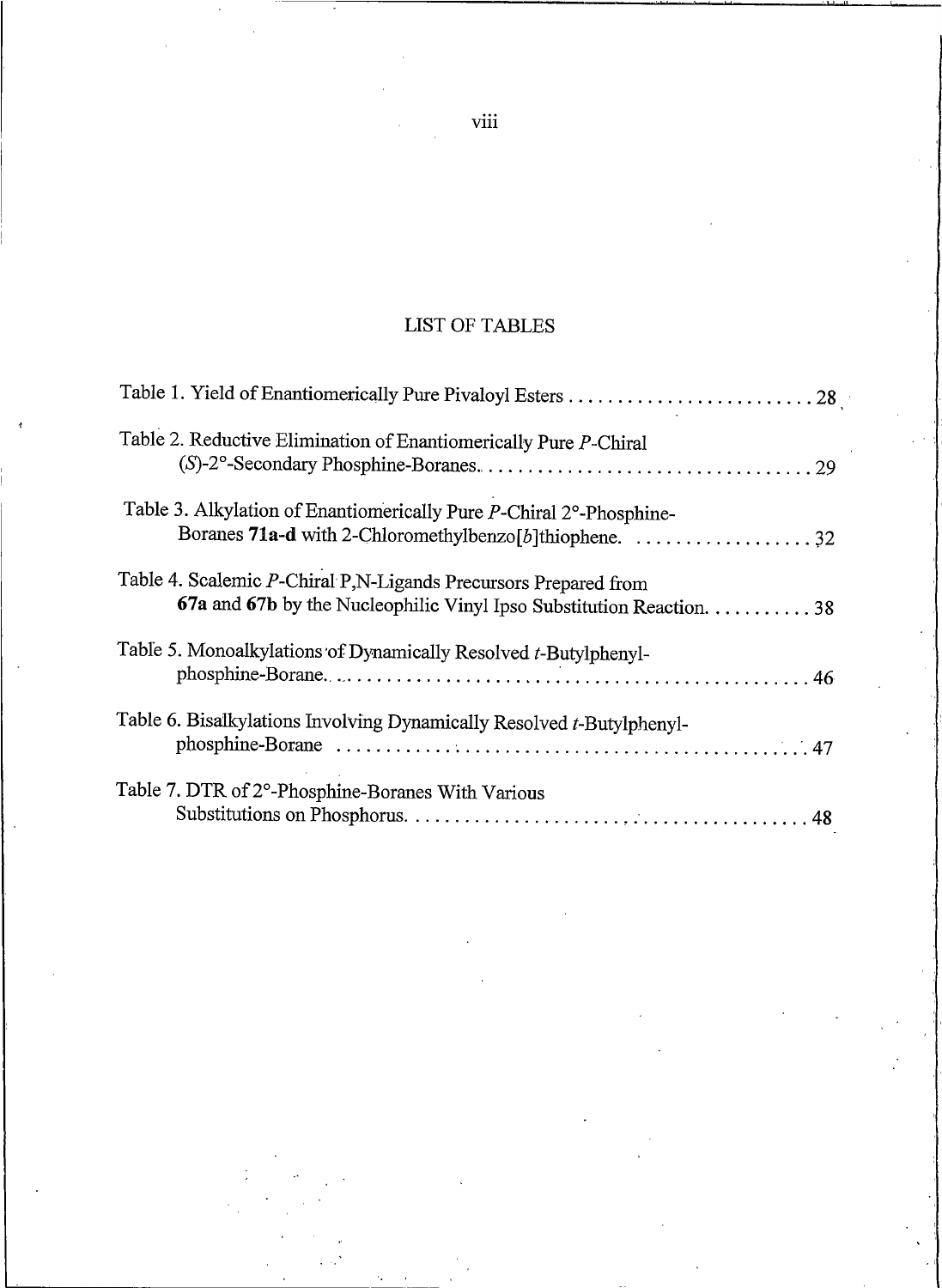# LIST OF TABLES

Table 1. Yield of Enantiomerically Pure Pivaloyl Esters .......................... 28

Table 2. Reductive Elimination of Enantiomerically Pure *P*-Chiral (*S*)-2°-Secondary Phosphine-Boranes.................................. 29

Table 3. Alkylation of Enantiomerically Pure *P*-Chiral 2°-Phosphine-Boranes **71a-d** with 2-Chloromethylbenzo[*b*]thiophene. .................. 32

Table 4. Scalemic *P*-Chiral P,N-Ligands Precursors Prepared from **67a** and **67b** by the Nucleophilic Vinyl Ipso Substitution Reaction........... 38

Table 5. Monoalkylations of Dynamically Resolved *t*-Butylphenyl-phosphine-Borane................................................. 46

Table 6. Bisalkylations Involving Dynamically Resolved *t*-Butylphenyl-phosphine-Borane ................................................. 47

Table 7. DTR of 2°-Phosphine-Boranes With Various Substitutions on Phosphorus.......................................... 48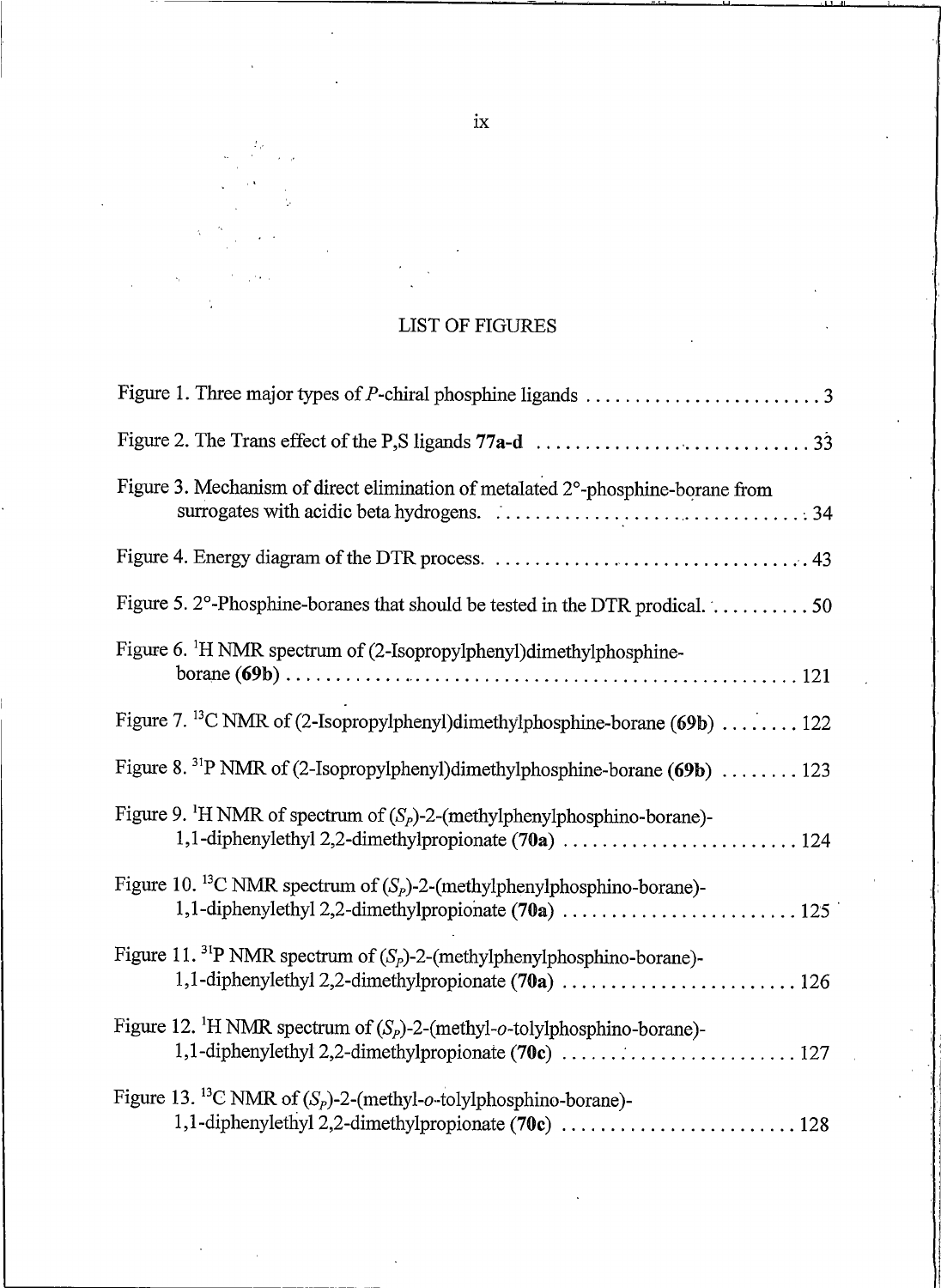# LIST OF FIGURES

Figure 1. Three major types of *P*-chiral phosphine ligands ........................ 3

Figure 2. The Trans effect of the P,S ligands **77a-d** ........................... 33

Figure 3. Mechanism of direct elimination of metalated 2°-phosphine-borane from surrogates with acidic beta hydrogens. ................................ 34

Figure 4. Energy diagram of the DTR process. ................................ 43

Figure 5. 2°-Phosphine-boranes that should be tested in the DTR prodical. .......... 50

Figure 6. $^{1}$H NMR spectrum of (2-Isopropylphenyl)dimethylphosphine-borane (**69b**) .................................................... 121

Figure 7. $^{13}$C NMR of (2-Isopropylphenyl)dimethylphosphine-borane (**69b**) ........ 122

Figure 8. $^{31}$P NMR of (2-Isopropylphenyl)dimethylphosphine-borane (**69b**) ........ 123

Figure 9. $^{1}$H NMR of spectrum of ($S_P$)-2-(methylphenylphosphino-borane)-1,1-diphenylethyl 2,2-dimethylpropionate (**70a**) ........................ 124

Figure 10. $^{13}$C NMR spectrum of ($S_P$)-2-(methylphenylphosphino-borane)-1,1-diphenylethyl 2,2-dimethylpropionate (**70a**) ........................ 125

Figure 11. $^{31}$P NMR spectrum of ($S_P$)-2-(methylphenylphosphino-borane)-1,1-diphenylethyl 2,2-dimethylpropionate (**70a**) ........................ 126

Figure 12. $^{1}$H NMR spectrum of ($S_P$)-2-(methyl-*o*-tolylphosphino-borane)-1,1-diphenylethyl 2,2-dimethylpropionate (**70c**) ........................ 127

Figure 13. $^{13}$C NMR of ($S_P$)-2-(methyl-*o*-tolylphosphino-borane)-1,1-diphenylethyl 2,2-dimethylpropionate (**70c**) ........................ 128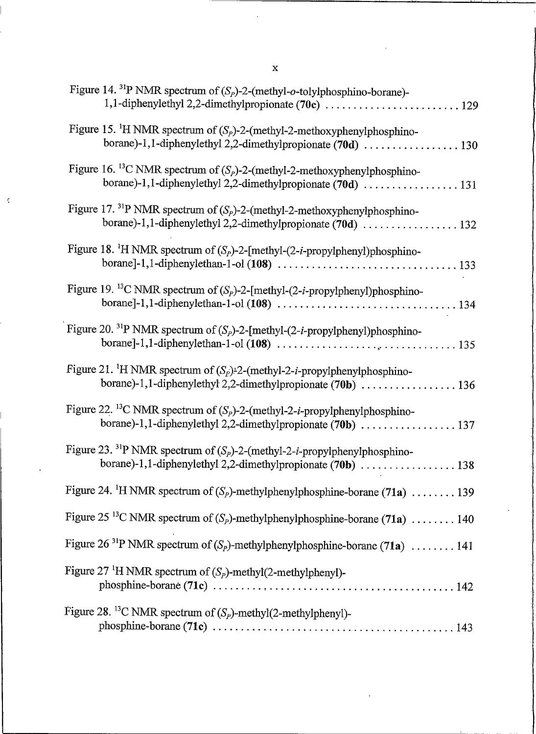Figure 14. $^{31}$P NMR spectrum of ($S_P$)-2-(methyl-*o*-tolylphosphino-borane)-1,1-diphenylethyl 2,2-dimethylpropionate (**70c**) ........................ 129

Figure 15. $^{1}$H NMR spectrum of ($S_P$)-2-(methyl-2-methoxyphenylphosphino-borane)-1,1-diphenylethyl 2,2-dimethylpropionate (**70d**) ................. 130

Figure 16. $^{13}$C NMR spectrum of ($S_P$)-2-(methyl-2-methoxyphenylphosphino-borane)-1,1-diphenylethyl 2,2-dimethylpropionate (**70d**) ................. 131

Figure 17. $^{31}$P NMR spectrum of ($S_P$)-2-(methyl-2-methoxyphenylphosphino-borane)-1,1-diphenylethyl 2,2-dimethylpropionate (**70d**) ................. 132

Figure 18. $^{1}$H NMR spectrum of ($S_P$)-2-[methyl-(2-*i*-propylphenyl)phosphino-borane]-1,1-diphenylethan-1-ol (**108**) ................................ 133

Figure 19. $^{13}$C NMR spectrum of ($S_P$)-2-[methyl-(2-*i*-propylphenyl)phosphino-borane]-1,1-diphenylethan-1-ol (**108**) ................................ 134

Figure 20. $^{31}$P NMR spectrum of ($S_P$)-2-[methyl-(2-*i*-propylphenyl)phosphino-borane]-1,1-diphenylethan-1-ol (**108**) ................................ 135

Figure 21. $^{1}$H NMR spectrum of ($S_P$)-2-(methyl-2-*i*-propylphenylphosphino-borane)-1,1-diphenylethyl 2,2-dimethylpropionate (**70b**) ................. 136

Figure 22. $^{13}$C NMR spectrum of ($S_P$)-2-(methyl-2-*i*-propylphenylphosphino-borane)-1,1-diphenylethyl 2,2-dimethylpropionate (**70b**) ................. 137

Figure 23. $^{31}$P NMR spectrum of ($S_P$)-2-(methyl-2-*i*-propylphenylphosphino-borane)-1,1-diphenylethyl 2,2-dimethylpropionate (**70b**) ................. 138

Figure 24. $^{1}$H NMR spectrum of ($S_P$)-methylphenylphosphine-borane (**71a**) ........ 139

Figure 25 $^{13}$C NMR spectrum of ($S_P$)-methylphenylphosphine-borane (**71a**) ........ 140

Figure 26 $^{31}$P NMR spectrum of ($S_P$)-methylphenylphosphine-borane (**71a**) ........ 141

Figure 27 $^{1}$H NMR spectrum of ($S_P$)-methyl(2-methylphenyl)-phosphine-borane (**71c**) .......................................... 142

Figure 28. $^{13}$C NMR spectrum of ($S_P$)-methyl(2-methylphenyl)-phosphine-borane (**71c**) .......................................... 143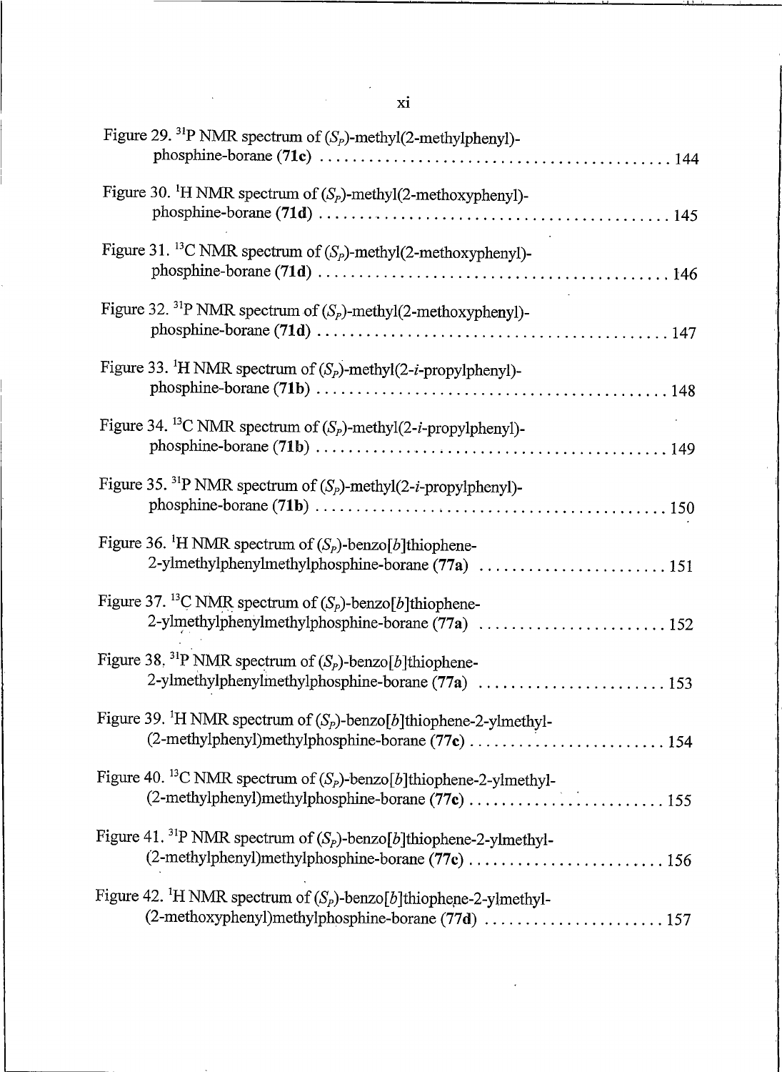Figure 29. $^{31}$P NMR spectrum of ($S_P$)-methyl(2-methylphenyl)-phosphine-borane (**71c**) .......................................... 144

Figure 30. $^{1}$H NMR spectrum of ($S_P$)-methyl(2-methoxyphenyl)-phosphine-borane (**71d**) .......................................... 145

Figure 31. $^{13}$C NMR spectrum of ($S_P$)-methyl(2-methoxyphenyl)-phosphine-borane (**71d**) .......................................... 146

Figure 32. $^{31}$P NMR spectrum of ($S_P$)-methyl(2-methoxyphenyl)-phosphine-borane (**71d**) .......................................... 147

Figure 33. $^{1}$H NMR spectrum of ($S_P$)-methyl(2-*i*-propylphenyl)-phosphine-borane (**71b**) .......................................... 148

Figure 34. $^{13}$C NMR spectrum of ($S_P$)-methyl(2-*i*-propylphenyl)-phosphine-borane (**71b**) .......................................... 149

Figure 35. $^{31}$P NMR spectrum of ($S_P$)-methyl(2-*i*-propylphenyl)-phosphine-borane (**71b**) .......................................... 150

Figure 36. $^{1}$H NMR spectrum of ($S_P$)-benzo[*b*]thiophene-2-ylmethylphenylmethylphosphine-borane (**77a**) ....................... 151

Figure 37. $^{13}$C NMR spectrum of ($S_P$)-benzo[*b*]thiophene-2-ylmethylphenylmethylphosphine-borane (**77a**) ....................... 152

Figure 38. $^{31}$P NMR spectrum of ($S_P$)-benzo[*b*]thiophene-2-ylmethylphenylmethylphosphine-borane (**77a**) ....................... 153

Figure 39. $^{1}$H NMR spectrum of ($S_P$)-benzo[*b*]thiophene-2-ylmethyl-(2-methylphenyl)methylphosphine-borane (**77c**) ....................... 154

Figure 40. $^{13}$C NMR spectrum of ($S_P$)-benzo[*b*]thiophene-2-ylmethyl-(2-methylphenyl)methylphosphine-borane (**77c**) ....................... 155

Figure 41. $^{31}$P NMR spectrum of ($S_P$)-benzo[*b*]thiophene-2-ylmethyl-(2-methylphenyl)methylphosphine-borane (**77c**) ....................... 156

Figure 42. $^{1}$H NMR spectrum of ($S_P$)-benzo[*b*]thiophene-2-ylmethyl-(2-methoxyphenyl)methylphosphine-borane (**77d**) ..................... 157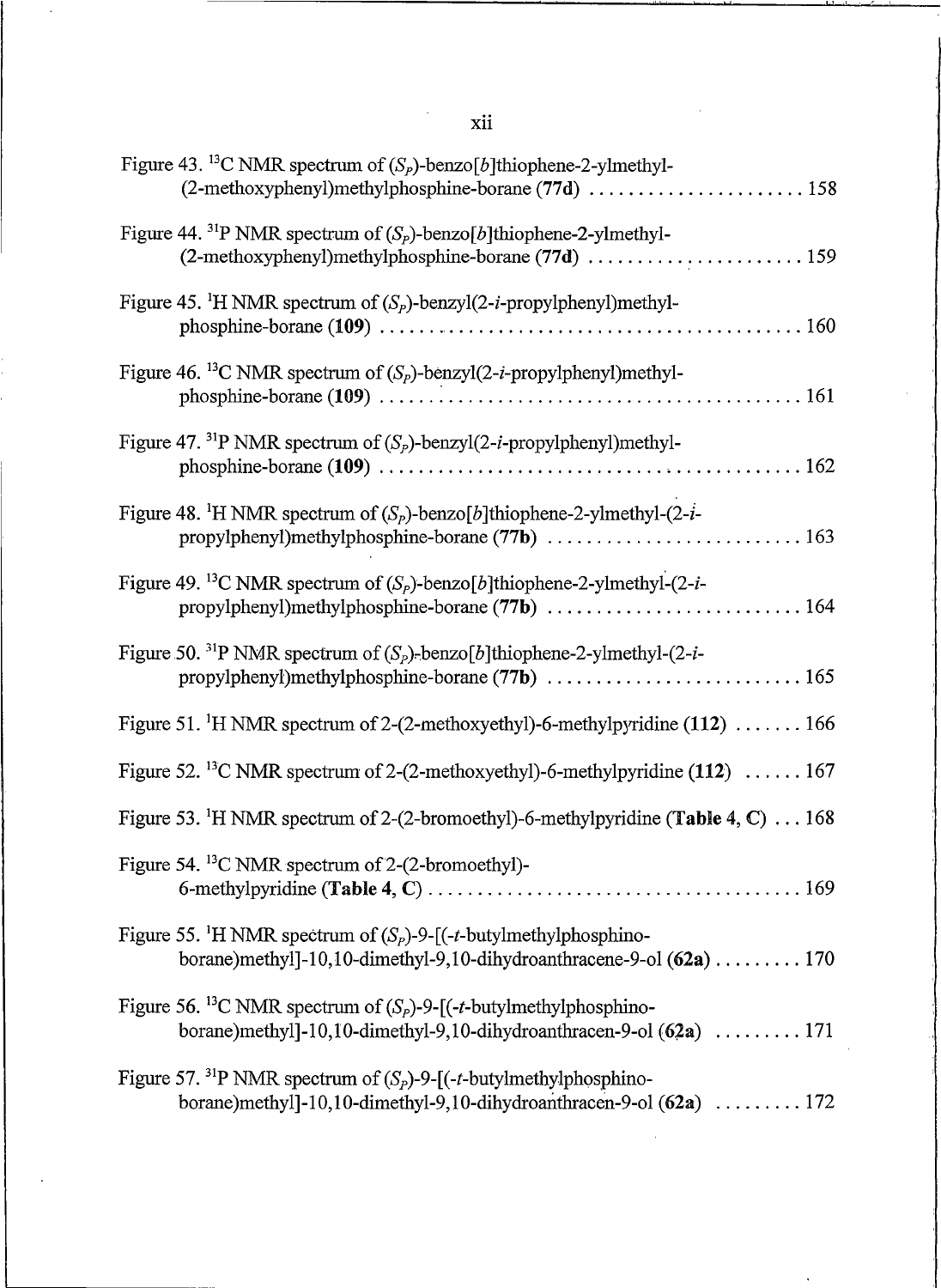Figure 43. $^{13}C$ NMR spectrum of ($S_P$)-benzo[*b*]thiophene-2-ylmethyl-(2-methoxyphenyl)methylphosphine-borane (**77d**) ...................... 158

Figure 44. $^{31}P$ NMR spectrum of ($S_P$)-benzo[*b*]thiophene-2-ylmethyl-(2-methoxyphenyl)methylphosphine-borane (**77d**) ...................... 159

Figure 45. $^{1}H$ NMR spectrum of ($S_P$)-benzyl(2-*i*-propylphenyl)methylphosphine-borane (**109**) ........................................... 160

Figure 46. $^{13}C$ NMR spectrum of ($S_P$)-benzyl(2-*i*-propylphenyl)methylphosphine-borane (**109**) ........................................... 161

Figure 47. $^{31}P$ NMR spectrum of ($S_P$)-benzyl(2-*i*-propylphenyl)methylphosphine-borane (**109**) ........................................... 162

Figure 48. $^{1}H$ NMR spectrum of ($S_P$)-benzo[*b*]thiophene-2-ylmethyl-(2-*i*-propylphenyl)methylphosphine-borane (**77b**) .......................... 163

Figure 49. $^{13}C$ NMR spectrum of ($S_P$)-benzo[*b*]thiophene-2-ylmethyl-(2-*i*-propylphenyl)methylphosphine-borane (**77b**) .......................... 164

Figure 50. $^{31}P$ NMR spectrum of ($S_P$)-benzo[*b*]thiophene-2-ylmethyl-(2-*i*-propylphenyl)methylphosphine-borane (**77b**) .......................... 165

Figure 51. $^{1}H$ NMR spectrum of 2-(2-methoxyethyl)-6-methylpyridine (**112**) ....... 166

Figure 52. $^{13}C$ NMR spectrum of 2-(2-methoxyethyl)-6-methylpyridine (**112**) ...... 167

Figure 53. $^{1}H$ NMR spectrum of 2-(2-bromoethyl)-6-methylpyridine (**Table 4, C**) ... 168

Figure 54. $^{13}C$ NMR spectrum of 2-(2-bromoethyl)-6-methylpyridine (**Table 4, C**) ...................................... 169

Figure 55. $^{1}H$ NMR spectrum of ($S_P$)-9-[(-*t*-butylmethylphosphino-borane)methyl]-10,10-dimethyl-9,10-dihydroanthracene-9-ol (**62a**) ......... 170

Figure 56. $^{13}C$ NMR spectrum of ($S_P$)-9-[(-*t*-butylmethylphosphino-borane)methyl]-10,10-dimethyl-9,10-dihydroanthracen-9-ol (**62a**) ......... 171

Figure 57. $^{31}P$ NMR spectrum of ($S_P$)-9-[(-*t*-butylmethylphosphino-borane)methyl]-10,10-dimethyl-9,10-dihydroanthracen-9-ol (**62a**) ......... 172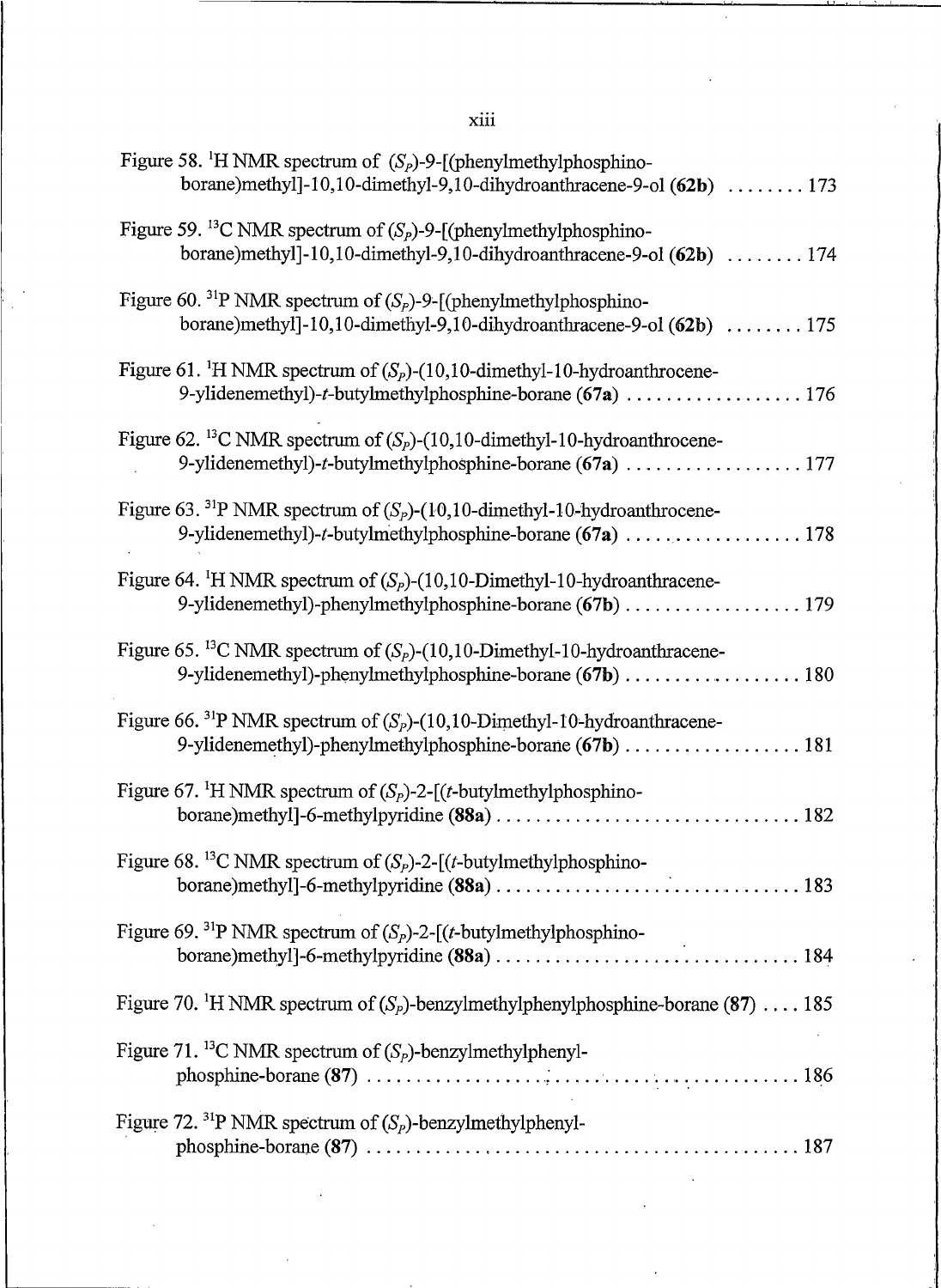Figure 58. $^{1}H$ NMR spectrum of ($S_P$)-9-[(phenylmethylphosphino-borane)methyl]-10,10-dimethyl-9,10-dihydroanthracene-9-ol (**62b**) ........ 173

Figure 59. $^{13}C$ NMR spectrum of ($S_P$)-9-[(phenylmethylphosphino-borane)methyl]-10,10-dimethyl-9,10-dihydroanthracene-9-ol (**62b**) ........ 174

Figure 60. $^{31}P$ NMR spectrum of ($S_P$)-9-[(phenylmethylphosphino-borane)methyl]-10,10-dimethyl-9,10-dihydroanthracene-9-ol (**62b**) ........ 175

Figure 61. $^{1}H$ NMR spectrum of ($S_P$)-(10,10-dimethyl-10-hydroanthrocene-9-ylidenemethyl)-*t*-butylmethylphosphine-borane (**67a**) .................. 176

Figure 62. $^{13}C$ NMR spectrum of ($S_P$)-(10,10-dimethyl-10-hydroanthrocene-9-ylidenemethyl)-*t*-butylmethylphosphine-borane (**67a**) .................. 177

Figure 63. $^{31}P$ NMR spectrum of ($S_P$)-(10,10-dimethyl-10-hydroanthrocene-9-ylidenemethyl)-*t*-butylmethylphosphine-borane (**67a**) .................. 178

Figure 64. $^{1}H$ NMR spectrum of ($S_P$)-(10,10-Dimethyl-10-hydroanthracene-9-ylidenemethyl)-phenylmethylphosphine-borane (**67b**) .................. 179

Figure 65. $^{13}C$ NMR spectrum of ($S_P$)-(10,10-Dimethyl-10-hydroanthracene-9-ylidenemethyl)-phenylmethylphosphine-borane (**67b**) .................. 180

Figure 66. $^{31}P$ NMR spectrum of ($S_P$)-(10,10-Dimethyl-10-hydroanthracene-9-ylidenemethyl)-phenylmethylphosphine-borane (**67b**) .................. 181

Figure 67. $^{1}H$ NMR spectrum of ($S_P$)-2-[(*t*-butylmethylphosphino-borane)methyl]-6-methylpyridine (**88a**) ............................... 182

Figure 68. $^{13}C$ NMR spectrum of ($S_P$)-2-[(*t*-butylmethylphosphino-borane)methyl]-6-methylpyridine (**88a**) ............................... 183

Figure 69. $^{31}P$ NMR spectrum of ($S_P$)-2-[(*t*-butylmethylphosphino-borane)methyl]-6-methylpyridine (**88a**) ............................... 184

Figure 70. $^{1}H$ NMR spectrum of ($S_P$)-benzylmethylphenylphosphine-borane (**87**) .... 185

Figure 71. $^{13}C$ NMR spectrum of ($S_P$)-benzylmethylphenyl-phosphine-borane (**87**) ........................................... 186

Figure 72. $^{31}P$ NMR spectrum of ($S_P$)-benzylmethylphenyl-phosphine-borane (**87**) ........................................... 187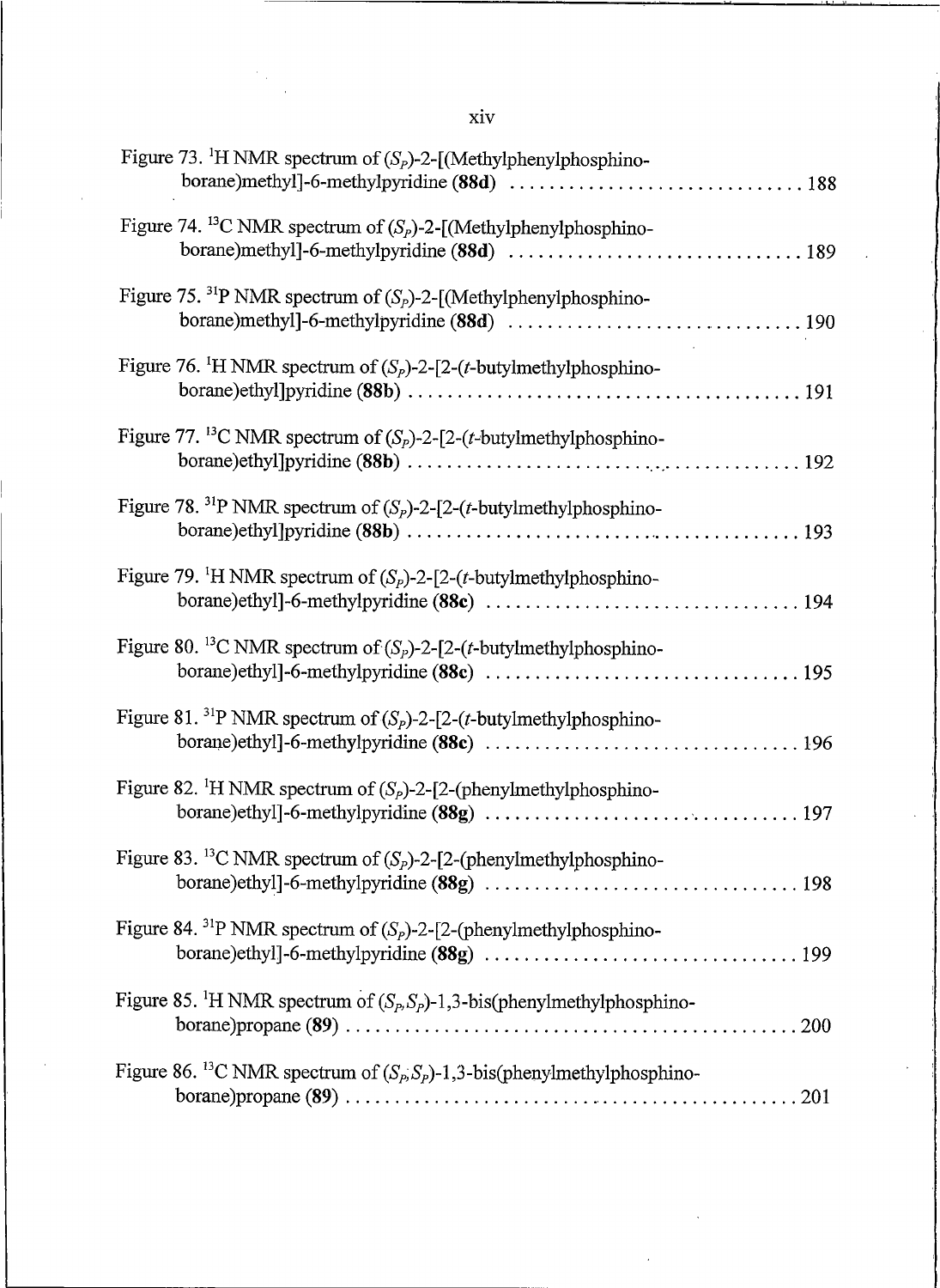Figure 73. $^{1}$H NMR spectrum of ($S_P$)-2-[(Methylphenylphosphino-borane)methyl]-6-methylpyridine (**88d**) .............................. 188

Figure 74. $^{13}$C NMR spectrum of ($S_P$)-2-[(Methylphenylphosphino-borane)methyl]-6-methylpyridine (**88d**) .............................. 189

Figure 75. $^{31}$P NMR spectrum of ($S_P$)-2-[(Methylphenylphosphino-borane)methyl]-6-methylpyridine (**88d**) .............................. 190

Figure 76. $^{1}$H NMR spectrum of ($S_P$)-2-[2-(*t*-butylmethylphosphino-borane)ethyl]pyridine (**88b**) ........................................ 191

Figure 77. $^{13}$C NMR spectrum of ($S_P$)-2-[2-(*t*-butylmethylphosphino-borane)ethyl]pyridine (**88b**) ........................................ 192

Figure 78. $^{31}$P NMR spectrum of ($S_P$)-2-[2-(*t*-butylmethylphosphino-borane)ethyl]pyridine (**88b**) ........................................ 193

Figure 79. $^{1}$H NMR spectrum of ($S_P$)-2-[2-(*t*-butylmethylphosphino-borane)ethyl]-6-methylpyridine (**88c**) ................................ 194

Figure 80. $^{13}$C NMR spectrum of ($S_P$)-2-[2-(*t*-butylmethylphosphino-borane)ethyl]-6-methylpyridine (**88c**) ................................ 195

Figure 81. $^{31}$P NMR spectrum of ($S_P$)-2-[2-(*t*-butylmethylphosphino-borane)ethyl]-6-methylpyridine (**88c**) ................................ 196

Figure 82. $^{1}$H NMR spectrum of ($S_P$)-2-[2-(phenylmethylphosphino-borane)ethyl]-6-methylpyridine (**88g**) ................................ 197

Figure 83. $^{13}$C NMR spectrum of ($S_P$)-2-[2-(phenylmethylphosphino-borane)ethyl]-6-methylpyridine (**88g**) ................................ 198

Figure 84. $^{31}$P NMR spectrum of ($S_P$)-2-[2-(phenylmethylphosphino-borane)ethyl]-6-methylpyridine (**88g**) ................................ 199

Figure 85. $^{1}$H NMR spectrum of ($S_P$,$S_P$)-1,3-bis(phenylmethylphosphino-borane)propane (**89**) .............................................. 200

Figure 86. $^{13}$C NMR spectrum of ($S_P$,$S_P$)-1,3-bis(phenylmethylphosphino-borane)propane (**89**) .............................................. 201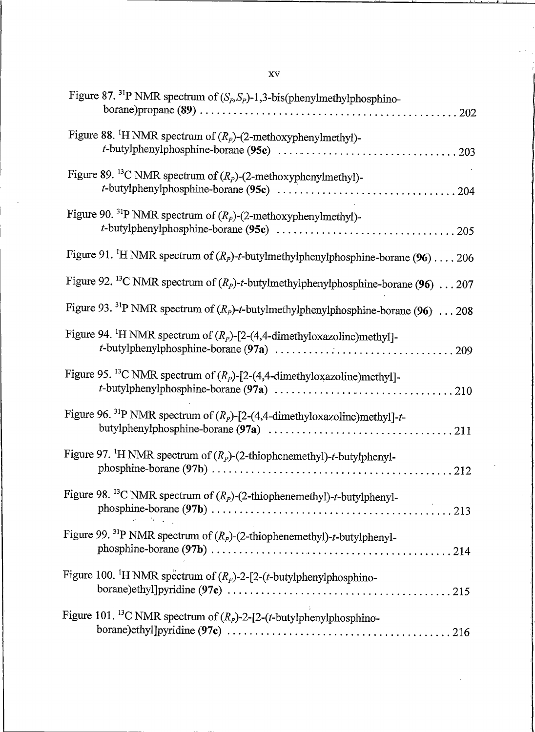Figure 87. $^{31}$P NMR spectrum of ($S_P$,$S_P$)-1,3-bis(phenylmethylphosphino-borane)propane (**89**) .............................................. 202

Figure 88. $^{1}$H NMR spectrum of ($R_P$)-(2-methoxyphenylmethyl)-*t*-butylphenylphosphine-borane (**95c**) ................................ 203

Figure 89. $^{13}$C NMR spectrum of ($R_P$)-(2-methoxyphenylmethyl)-*t*-butylphenylphosphine-borane (**95c**) ................................ 204

Figure 90. $^{31}$P NMR spectrum of ($R_P$)-(2-methoxyphenylmethyl)-*t*-butylphenylphosphine-borane (**95c**) ................................ 205

Figure 91. $^{1}$H NMR spectrum of ($R_P$)-*t*-butylmethylphenylphosphine-borane (**96**) .... 206

Figure 92. $^{13}$C NMR spectrum of ($R_P$)-*t*-butylmethylphenylphosphine-borane (**96**) ... 207

Figure 93. $^{31}$P NMR spectrum of ($R_P$)-*t*-butylmethylphenylphosphine-borane (**96**) ... 208

Figure 94. $^{1}$H NMR spectrum of ($R_P$)-[2-(4,4-dimethyloxazoline)methyl]-*t*-butylphenylphosphine-borane (**97a**) ................................ 209

Figure 95. $^{13}$C NMR spectrum of ($R_P$)-[2-(4,4-dimethyloxazoline)methyl]-*t*-butylphenylphosphine-borane (**97a**) ................................ 210

Figure 96. $^{31}$P NMR spectrum of ($R_P$)-[2-(4,4-dimethyloxazoline)methyl]-*t*-butylphenylphosphine-borane (**97a**) ................................ 211

Figure 97. $^{1}$H NMR spectrum of ($R_P$)-(2-thiophenemethyl)-*t*-butylphenyl-phosphine-borane (**97b**) ........................................... 212

Figure 98. $^{13}$C NMR spectrum of ($R_P$)-(2-thiophenemethyl)-*t*-butylphenyl-phosphine-borane (**97b**) ........................................... 213

Figure 99. $^{31}$P NMR spectrum of ($R_P$)-(2-thiophenemethyl)-*t*-butylphenyl-phosphine-borane (**97b**) ........................................... 214

Figure 100. $^{1}$H NMR spectrum of ($R_P$)-2-[2-(*t*-butylphenylphosphino-borane)ethyl]pyridine (**97c**) ....................................... 215

Figure 101. $^{13}$C NMR spectrum of ($R_P$)-2-[2-(*t*-butylphenylphosphino-borane)ethyl]pyridine (**97c**) ....................................... 216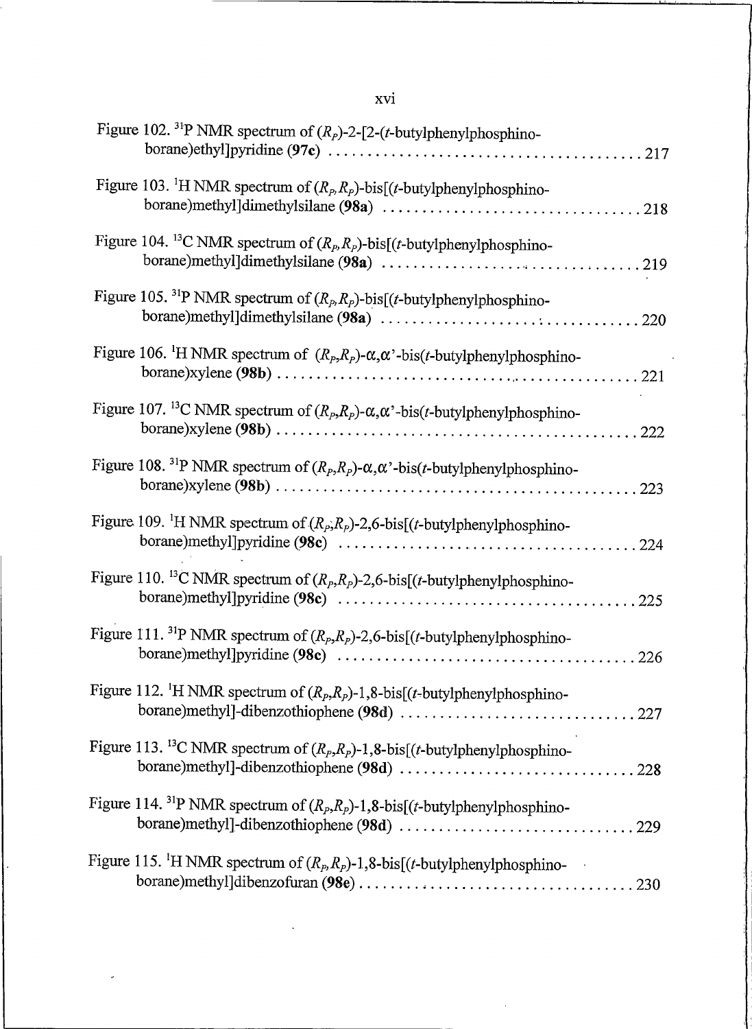Figure 102. $^{31}P$ NMR spectrum of $(R_P)$-2-[2-(*t*-butylphenylphosphino-borane)ethyl]pyridine (**97c**) .......... 217

Figure 103. $^{1}H$ NMR spectrum of $(R_P,R_P)$-bis[(*t*-butylphenylphosphino-borane)methyl]dimethylsilane (**98a**) .......... 218

Figure 104. $^{13}C$ NMR spectrum of $(R_P,R_P)$-bis[(*t*-butylphenylphosphino-borane)methyl]dimethylsilane (**98a**) .......... 219

Figure 105. $^{31}P$ NMR spectrum of $(R_P,R_P)$-bis[(*t*-butylphenylphosphino-borane)methyl]dimethylsilane (**98a**) .......... 220

Figure 106. $^{1}H$ NMR spectrum of $(R_P,R_P)$-$\alpha,\alpha'$-bis(*t*-butylphenylphosphino-borane)xylene (**98b**) .......... 221

Figure 107. $^{13}C$ NMR spectrum of $(R_P,R_P)$-$\alpha,\alpha'$-bis(*t*-butylphenylphosphino-borane)xylene (**98b**) .......... 222

Figure 108. $^{31}P$ NMR spectrum of $(R_P,R_P)$-$\alpha,\alpha'$-bis(*t*-butylphenylphosphino-borane)xylene (**98b**) .......... 223

Figure 109. $^{1}H$ NMR spectrum of $(R_P,R_P)$-2,6-bis[(*t*-butylphenylphosphino-borane)methyl]pyridine (**98c**) .......... 224

Figure 110. $^{13}C$ NMR spectrum of $(R_P,R_P)$-2,6-bis[(*t*-butylphenylphosphino-borane)methyl]pyridine (**98c**) .......... 225

Figure 111. $^{31}P$ NMR spectrum of $(R_P,R_P)$-2,6-bis[(*t*-butylphenylphosphino-borane)methyl]pyridine (**98c**) .......... 226

Figure 112. $^{1}H$ NMR spectrum of $(R_P,R_P)$-1,8-bis[(*t*-butylphenylphosphino-borane)methyl]-dibenzothiophene (**98d**) .......... 227

Figure 113. $^{13}C$ NMR spectrum of $(R_P,R_P)$-1,8-bis[(*t*-butylphenylphosphino-borane)methyl]-dibenzothiophene (**98d**) .......... 228

Figure 114. $^{31}P$ NMR spectrum of $(R_P,R_P)$-1,8-bis[(*t*-butylphenylphosphino-borane)methyl]-dibenzothiophene (**98d**) .......... 229

Figure 115. $^{1}H$ NMR spectrum of $(R_P,R_P)$-1,8-bis[(*t*-butylphenylphosphino-borane)methyl]dibenzofuran (**98e**) .......... 230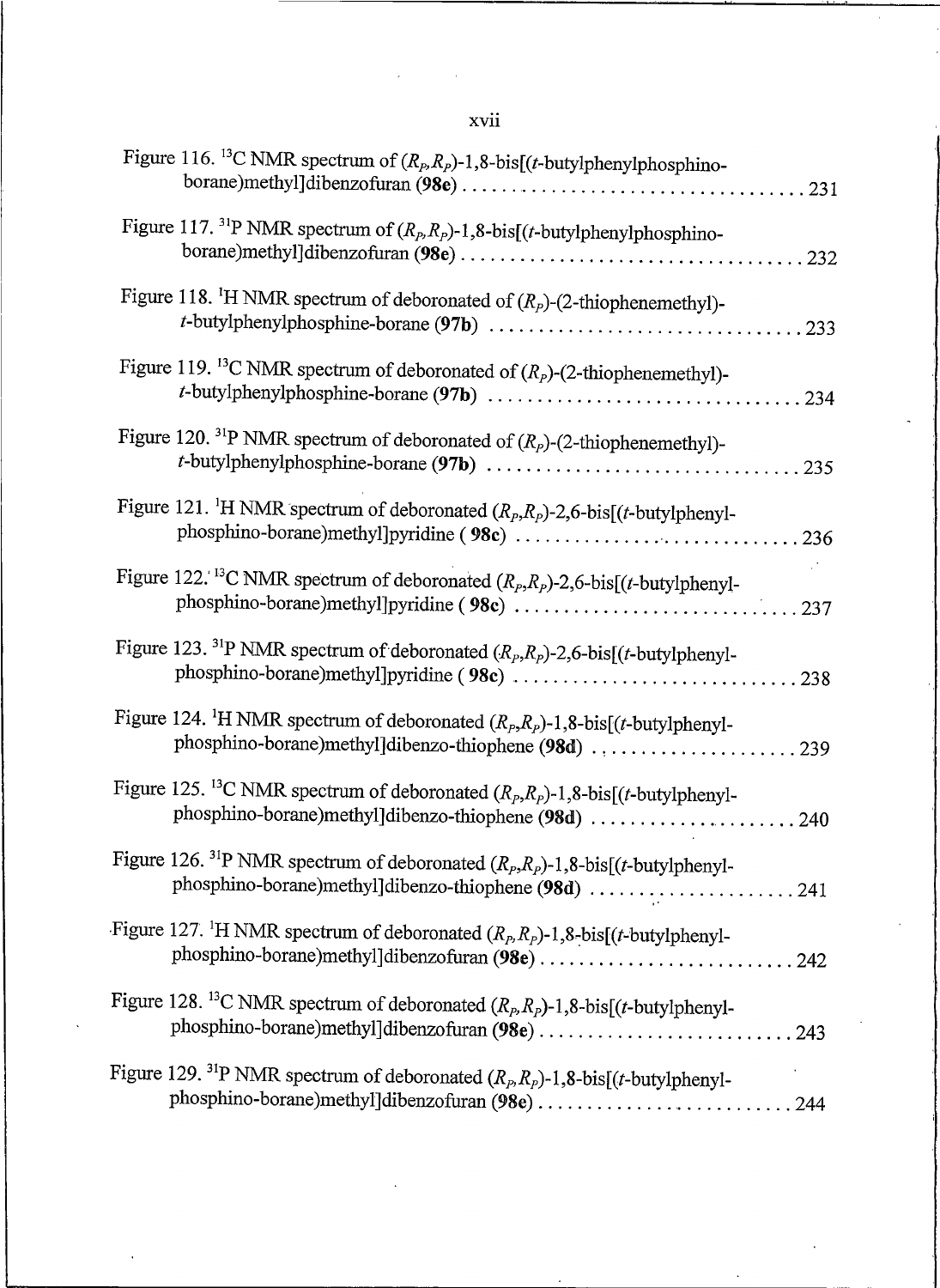Figure 116. $^{13}C$ NMR spectrum of $(R_P,R_P)$-1,8-bis[(*t*-butylphenylphosphino-borane)methyl]dibenzofuran (**98e**) . . . . . . . . . . . . . . . . . . . . . . . . . . . . . . . . . . 231

Figure 117. $^{31}P$ NMR spectrum of $(R_P,R_P)$-1,8-bis[(*t*-butylphenylphosphino-borane)methyl]dibenzofuran (**98e**) . . . . . . . . . . . . . . . . . . . . . . . . . . . . . . . . . . 232

Figure 118. $^{1}H$ NMR spectrum of deboronated of $(R_P)$-(2-thiophenemethyl)-*t*-butylphenylphosphine-borane (**97b**) . . . . . . . . . . . . . . . . . . . . . . . . . . . . . . . 233

Figure 119. $^{13}C$ NMR spectrum of deboronated of $(R_P)$-(2-thiophenemethyl)-*t*-butylphenylphosphine-borane (**97b**) . . . . . . . . . . . . . . . . . . . . . . . . . . . . . . . 234

Figure 120. $^{31}P$ NMR spectrum of deboronated of $(R_P)$-(2-thiophenemethyl)-*t*-butylphenylphosphine-borane (**97b**) . . . . . . . . . . . . . . . . . . . . . . . . . . . . . . . 235

Figure 121. $^{1}H$ NMR spectrum of deboronated $(R_P,R_P)$-2,6-bis[(*t*-butylphenyl-phosphino-borane)methyl]pyridine ( **98c**) . . . . . . . . . . . . . . . . . . . . . . . . . . . . 236

Figure 122. $^{13}C$ NMR spectrum of deboronated $(R_P,R_P)$-2,6-bis[(*t*-butylphenyl-phosphino-borane)methyl]pyridine ( **98c**) . . . . . . . . . . . . . . . . . . . . . . . . . . . . 237

Figure 123. $^{31}P$ NMR spectrum of deboronated $(R_P,R_P)$-2,6-bis[(*t*-butylphenyl-phosphino-borane)methyl]pyridine ( **98c**) . . . . . . . . . . . . . . . . . . . . . . . . . . . . 238

Figure 124. $^{1}H$ NMR spectrum of deboronated $(R_P,R_P)$-1,8-bis[(*t*-butylphenyl-phosphino-borane)methyl]dibenzo-thiophene (**98d**) . . . . . . . . . . . . . . . . . . . . 239

Figure 125. $^{13}C$ NMR spectrum of deboronated $(R_P,R_P)$-1,8-bis[(*t*-butylphenyl-phosphino-borane)methyl]dibenzo-thiophene (**98d**) . . . . . . . . . . . . . . . . . . . . 240

Figure 126. $^{31}P$ NMR spectrum of deboronated $(R_P,R_P)$-1,8-bis[(*t*-butylphenyl-phosphino-borane)methyl]dibenzo-thiophene (**98d**) . . . . . . . . . . . . . . . . . . . . 241

Figure 127. $^{1}H$ NMR spectrum of deboronated $(R_P,R_P)$-1,8-bis[(*t*-butylphenyl-phosphino-borane)methyl]dibenzofuran (**98e**) . . . . . . . . . . . . . . . . . . . . . . . . . 242

Figure 128. $^{13}C$ NMR spectrum of deboronated $(R_P,R_P)$-1,8-bis[(*t*-butylphenyl-phosphino-borane)methyl]dibenzofuran (**98e**) . . . . . . . . . . . . . . . . . . . . . . . . . 243

Figure 129. $^{31}P$ NMR spectrum of deboronated $(R_P,R_P)$-1,8-bis[(*t*-butylphenyl-phosphino-borane)methyl]dibenzofuran (**98e**) . . . . . . . . . . . . . . . . . . . . . . . . . 244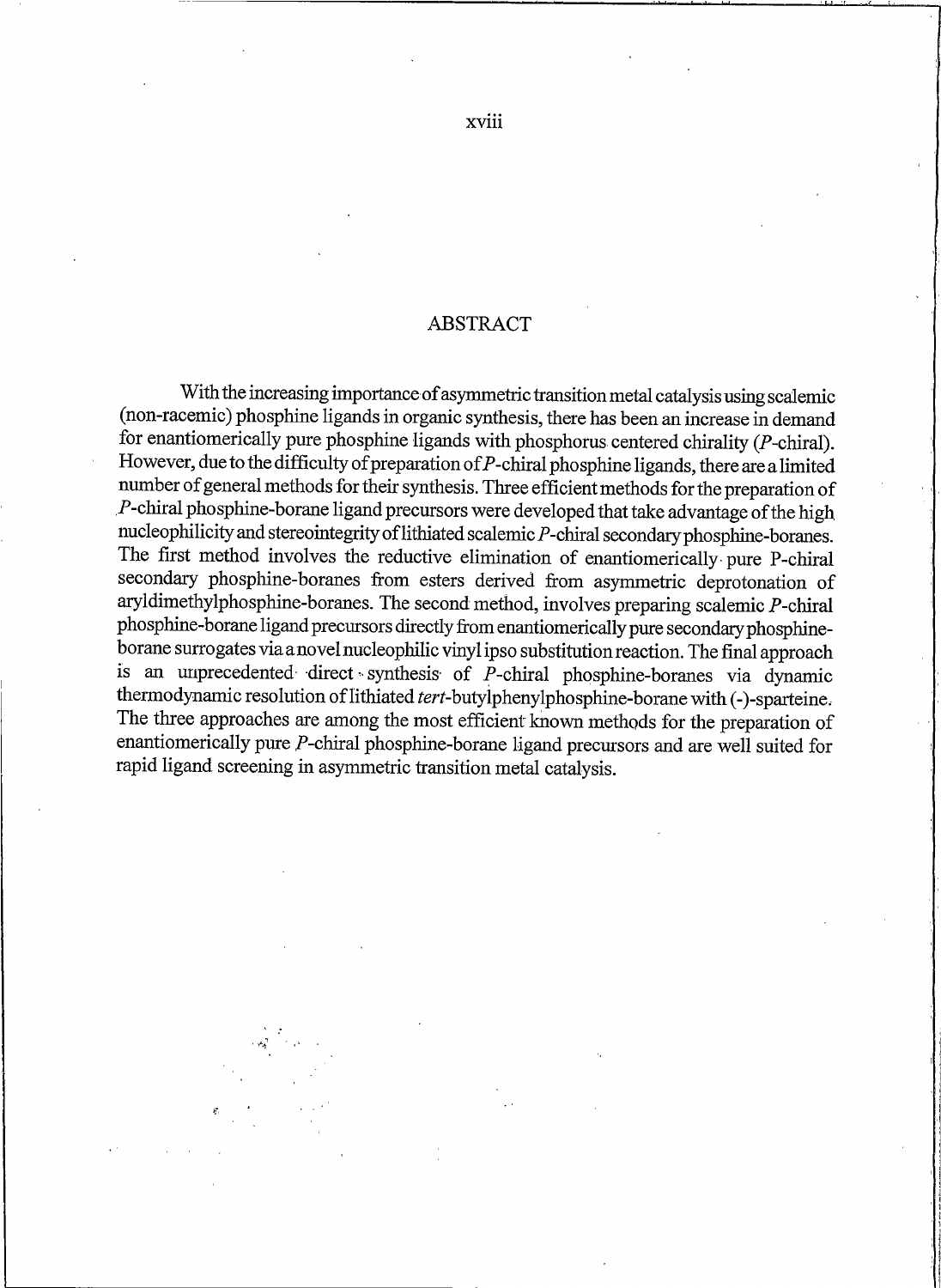# ABSTRACT

With the increasing importance of asymmetric transition metal catalysis using scalemic (non-racemic) phosphine ligands in organic synthesis, there has been an increase in demand for enantiomerically pure phosphine ligands with phosphorus centered chirality (*P*-chiral). However, due to the difficulty of preparation of *P*-chiral phosphine ligands, there are a limited number of general methods for their synthesis. Three efficient methods for the preparation of *P*-chiral phosphine-borane ligand precursors were developed that take advantage of the high nucleophilicity and stereointegrity of lithiated scalemic *P*-chiral secondary phosphine-boranes. The first method involves the reductive elimination of enantiomerically pure P-chiral secondary phosphine-boranes from esters derived from asymmetric deprotonation of aryldimethylphosphine-boranes. The second method, involves preparing scalemic *P*-chiral phosphine-borane ligand precursors directly from enantiomerically pure secondary phosphine-borane surrogates via a novel nucleophilic vinyl ipso substitution reaction. The final approach is an unprecedented direct synthesis of *P*-chiral phosphine-boranes via dynamic thermodynamic resolution of lithiated *tert*-butylphenylphosphine-borane with (-)-sparteine. The three approaches are among the most efficient known methods for the preparation of enantiomerically pure *P*-chiral phosphine-borane ligand precursors and are well suited for rapid ligand screening in asymmetric transition metal catalysis.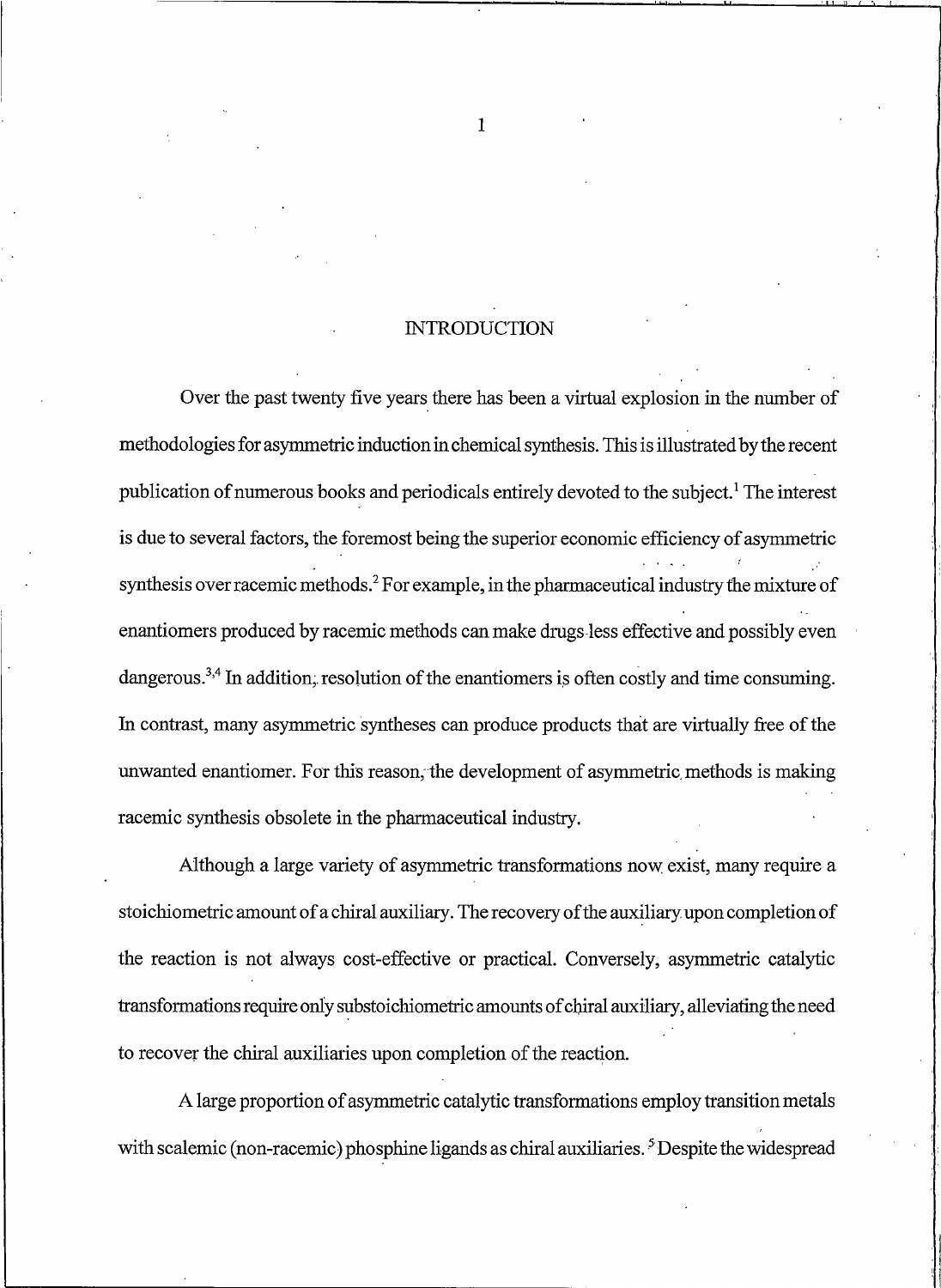# INTRODUCTION

Over the past twenty five years there has been a virtual explosion in the number of methodologies for asymmetric induction in chemical synthesis. This is illustrated by the recent publication of numerous books and periodicals entirely devoted to the subject.[1] The interest is due to several factors, the foremost being the superior economic efficiency of asymmetric synthesis over racemic methods.[2] For example, in the pharmaceutical industry the mixture of enantiomers produced by racemic methods can make drugs less effective and possibly even dangerous.[3,4] In addition, resolution of the enantiomers is often costly and time consuming. In contrast, many asymmetric syntheses can produce products that are virtually free of the unwanted enantiomer. For this reason, the development of asymmetric methods is making racemic synthesis obsolete in the pharmaceutical industry.

Although a large variety of asymmetric transformations now exist, many require a stoichiometric amount of a chiral auxiliary. The recovery of the auxiliary upon completion of the reaction is not always cost-effective or practical. Conversely, asymmetric catalytic transformations require only substoichiometric amounts of chiral auxiliary, alleviating the need to recover the chiral auxiliaries upon completion of the reaction.

A large proportion of asymmetric catalytic transformations employ transition metals with scalemic (non-racemic) phosphine ligands as chiral auxiliaries.[5] Despite the widespread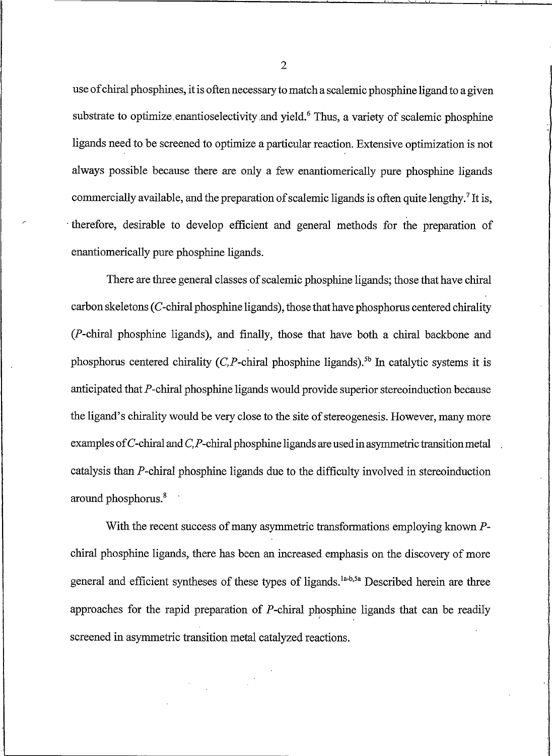use of chiral phosphines, it is often necessary to match a scalemic phosphine ligand to a given substrate to optimize enantioselectivity and yield.[6] Thus, a variety of scalemic phosphine ligands need to be screened to optimize a particular reaction. Extensive optimization is not always possible because there are only a few enantiomerically pure phosphine ligands commercially available, and the preparation of scalemic ligands is often quite lengthy.[7] It is, therefore, desirable to develop efficient and general methods for the preparation of enantiomerically pure phosphine ligands.

There are three general classes of scalemic phosphine ligands; those that have chiral carbon skeletons (*C*-chiral phosphine ligands), those that have phosphorus centered chirality (*P*-chiral phosphine ligands), and finally, those that have both a chiral backbone and phosphorus centered chirality (*C,P*-chiral phosphine ligands).[5b] In catalytic systems it is anticipated that *P*-chiral phosphine ligands would provide superior stereoinduction because the ligand's chirality would be very close to the site of stereogenesis. However, many more examples of *C*-chiral and *C,P*-chiral phosphine ligands are used in asymmetric transition metal catalysis than *P*-chiral phosphine ligands due to the difficulty involved in stereoinduction around phosphorus.[8]

With the recent success of many asymmetric transformations employing known *P*-chiral phosphine ligands, there has been an increased emphasis on the discovery of more general and efficient syntheses of these types of ligands.[1a-b,5a] Described herein are three approaches for the rapid preparation of *P*-chiral phosphine ligands that can be readily screened in asymmetric transition metal catalyzed reactions.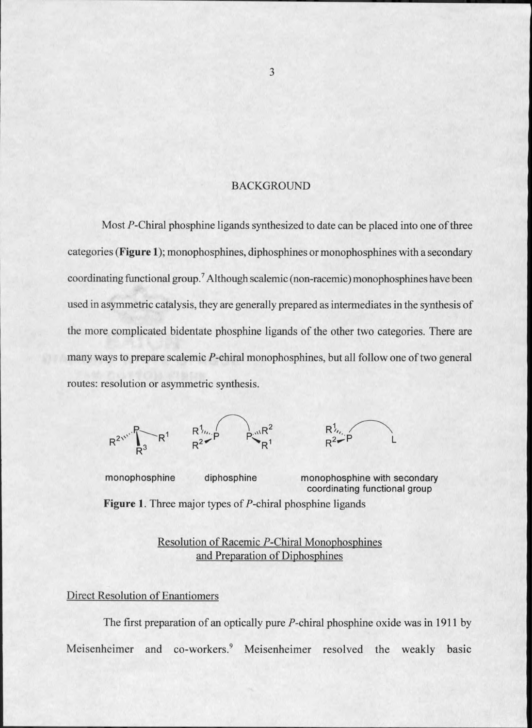## BACKGROUND

Most *P*-Chiral phosphine ligands synthesized to date can be placed into one of three categories (**Figure 1**); monophosphines, diphosphines or monophosphines with a secondary coordinating functional group.[7] Although scalemic (non-racemic) monophosphines have been used in asymmetric catalysis, they are generally prepared as intermediates in the synthesis of the more complicated bidentate phosphine ligands of the other two categories. There are many ways to prepare scalemic *P*-chiral monophosphines, but all follow one of two general routes: resolution or asymmetric synthesis.

monophosphine diphosphine monophosphine with secondary coordinating functional group

**Figure 1**. Three major types of *P*-chiral phosphine ligands

### Resolution of Racemic *P*-Chiral Monophosphines and Preparation of Diphosphines

#### Direct Resolution of Enantiomers

The first preparation of an optically pure *P*-chiral phosphine oxide was in 1911 by Meisenheimer and co-workers.[9] Meisenheimer resolved the weakly basic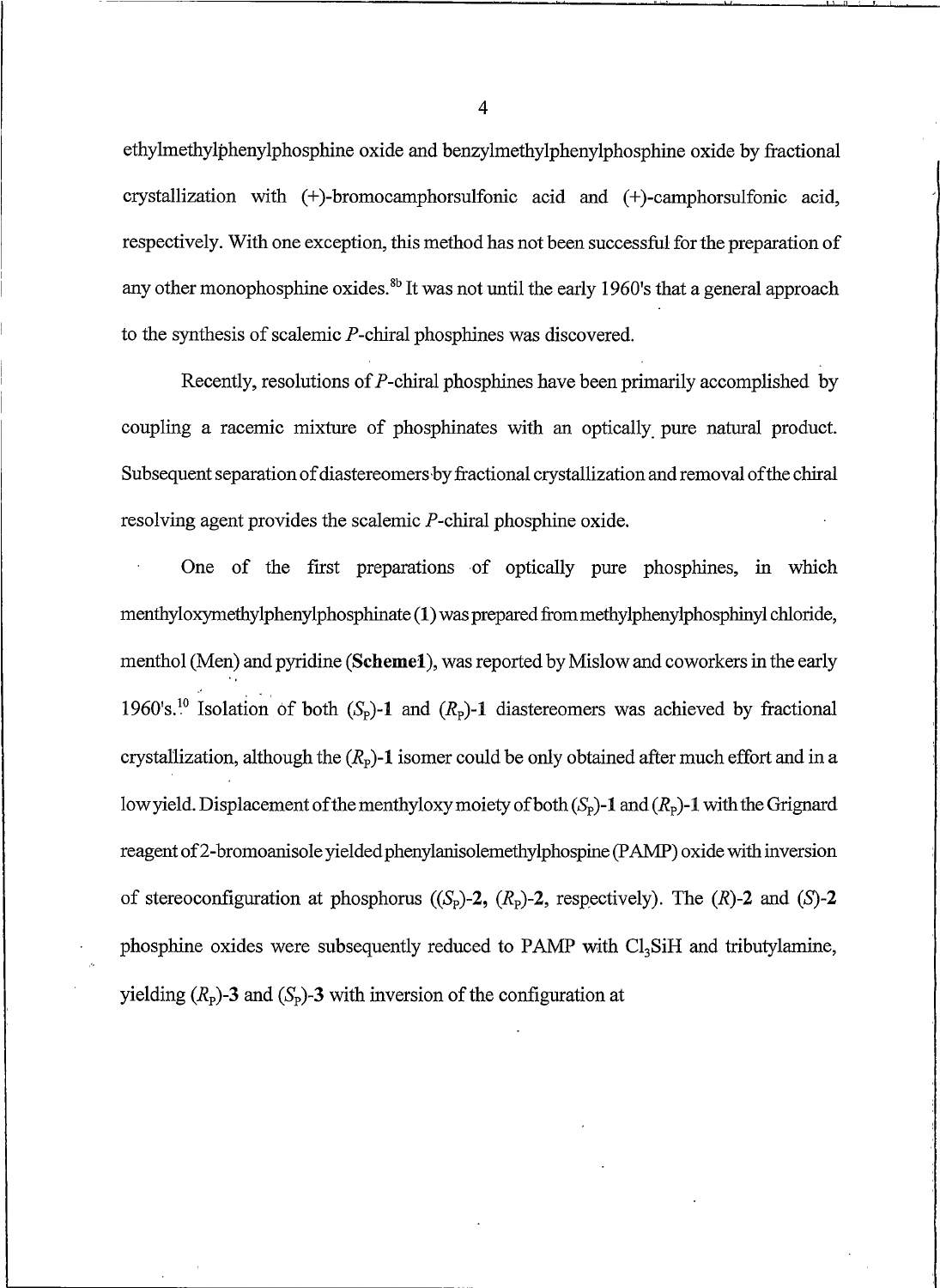ethylmethylphenylphosphine oxide and benzylmethylphenylphosphine oxide by fractional crystallization with (+)-bromocamphorsulfonic acid and (+)-camphorsulfonic acid, respectively. With one exception, this method has not been successful for the preparation of any other monophosphine oxides.[8b] It was not until the early 1960's that a general approach to the synthesis of scalemic *P*-chiral phosphines was discovered.

Recently, resolutions of *P*-chiral phosphines have been primarily accomplished by coupling a racemic mixture of phosphinates with an optically pure natural product. Subsequent separation of diastereomers by fractional crystallization and removal of the chiral resolving agent provides the scalemic *P*-chiral phosphine oxide.

One of the first preparations of optically pure phosphines, in which menthyloxymethylphenylphosphinate (**1**) was prepared from methylphenylphosphinyl chloride, menthol (Men) and pyridine (**Scheme1**), was reported by Mislow and coworkers in the early 1960's.[10] Isolation of both ($S_P$)-**1** and ($R_P$)-**1** diastereomers was achieved by fractional crystallization, although the ($R_P$)-**1** isomer could be only obtained after much effort and in a low yield. Displacement of the menthyloxy moiety of both ($S_P$)-**1** and ($R_P$)-**1** with the Grignard reagent of 2-bromoanisole yielded phenylanisolemethylphospine (PAMP) oxide with inversion of stereoconfiguration at phosphorus (($S_P$)-**2**, ($R_P$)-**2**, respectively). The (*R*)-**2** and (*S*)-**2** phosphine oxides were subsequently reduced to PAMP with $Cl_3SiH$ and tributylamine, yielding ($R_P$)-**3** and ($S_P$)-**3** with inversion of the configuration at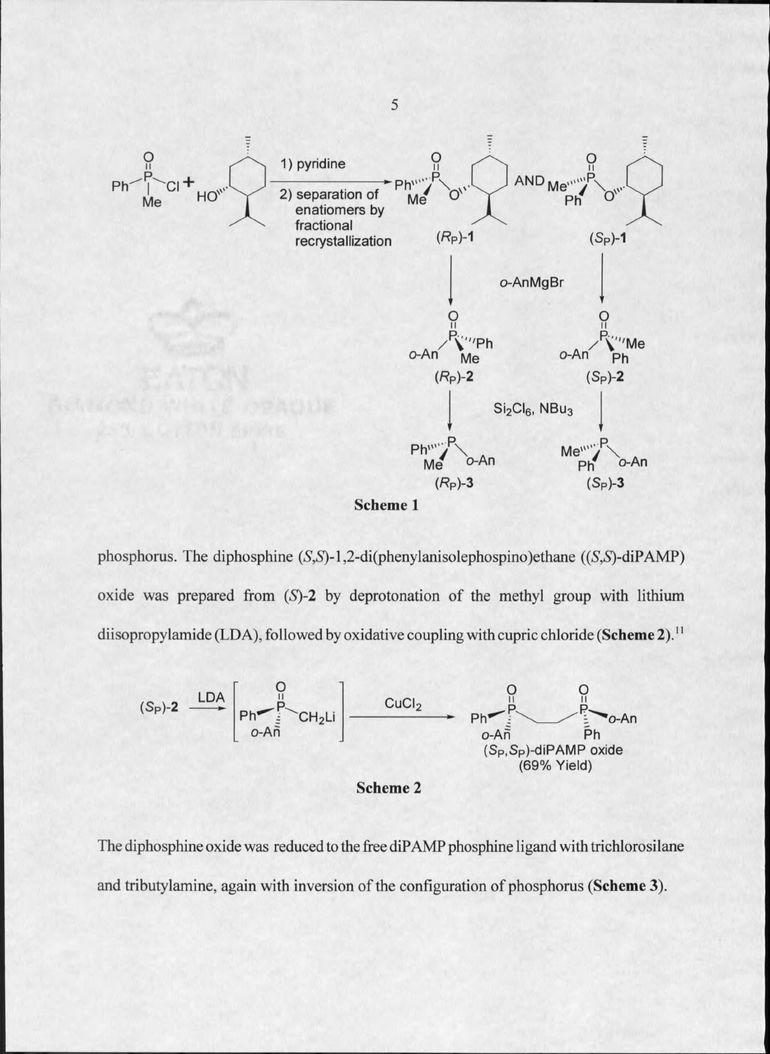**Scheme 1**

phosphorus. The diphosphine (*S*,*S*)-1,2-di(phenylanisolephospino)ethane ((*S*,*S*)-diPAMP) oxide was prepared from (*S*)-**2** by deprotonation of the methyl group with lithium diisopropylamide (LDA), followed by oxidative coupling with cupric chloride (**Scheme 2**).[11]

**Scheme 2**

The diphosphine oxide was reduced to the free diPAMP phosphine ligand with trichlorosilane and tributylamine, again with inversion of the configuration of phosphorus (**Scheme 3**).